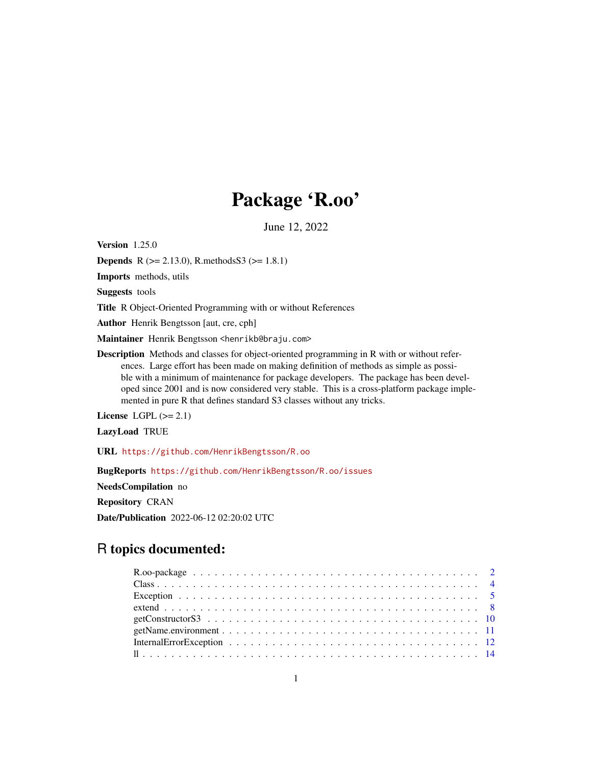# Package 'R.oo'

June 12, 2022

**Version** 1.25.0

**Depends** R (>= 2.13.0), R.methodsS3 (>= 1.8.1)

**Imports** methods, utils

**Suggests** tools

**Title** R Object-Oriented Programming with or without References

**Author** Henrik Bengtsson [aut, cre, cph]

**Maintainer** Henrik Bengtsson <henrikb@braju.com>

**Description** Methods and classes for object-oriented programming in R with or without references. Large effort has been made on making definition of methods as simple as possible with a minimum of maintenance for package developers. The package has been developed since 2001 and is now considered very stable. This is a cross-platform package implemented in pure R that defines standard S3 classes without any tricks.

**License** LGPL (>= 2.1)

**LazyLoad** TRUE

**URL** https://github.com/HenrikBengtsson/R.oo

**BugReports** https://github.com/HenrikBengtsson/R.oo/issues

**NeedsCompilation** no

**Repository** CRAN

**Date/Publication** 2022-06-12 02:20:02 UTC

## R topics documented:

- R.oo-package . . . . . . . . . . . . . . . . . . . . . . . . . . . . . . . . . . . . . . . . 2
- Class . . . . . . . . . . . . . . . . . . . . . . . . . . . . . . . . . . . . . . . . . . . 4
- Exception . . . . . . . . . . . . . . . . . . . . . . . . . . . . . . . . . . . . . . . . . 5
- extend . . . . . . . . . . . . . . . . . . . . . . . . . . . . . . . . . . . . . . . . . . 8
- getConstructorS3 . . . . . . . . . . . . . . . . . . . . . . . . . . . . . . . . . . . . . 10
- getName.environment . . . . . . . . . . . . . . . . . . . . . . . . . . . . . . . . . . . 11
- InternalErrorException . . . . . . . . . . . . . . . . . . . . . . . . . . . . . . . . . . 12
- ll . . . . . . . . . . . . . . . . . . . . . . . . . . . . . . . . . . . . . . . . . . . . . 14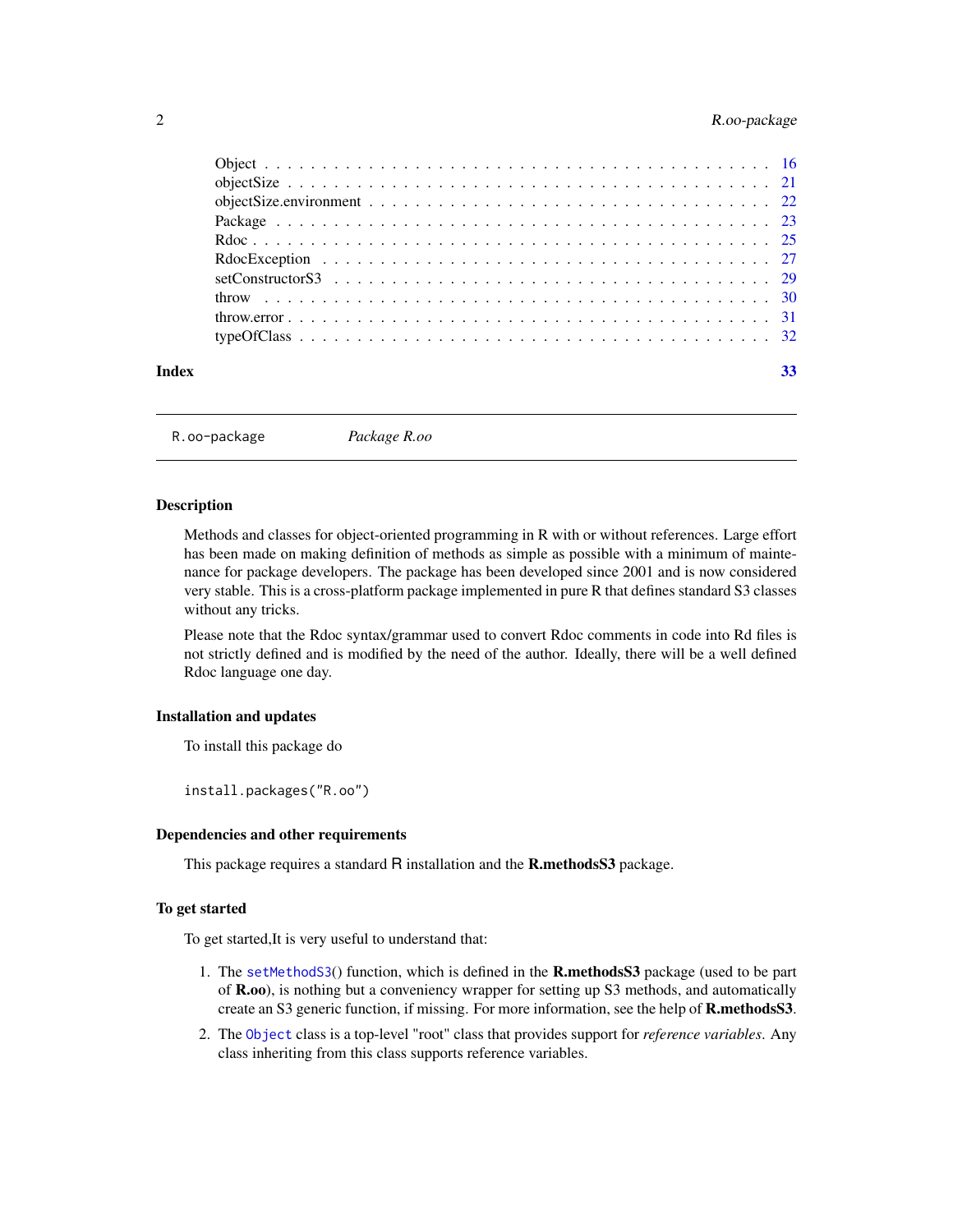| | |
|---|---|
| Object | 16 |
| objectSize | 21 |
| objectSize.environment | 22 |
| Package | 23 |
| Rdoc | 25 |
| RdocException | 27 |
| setConstructorS3 | 29 |
| throw | 30 |
| throw.error | 31 |
| typeOfClass | 32 |

**Index** 33

---

`R.oo-package` *Package R.oo*

---

### Description

Methods and classes for object-oriented programming in R with or without references. Large effort has been made on making definition of methods as simple as possible with a minimum of maintenance for package developers. The package has been developed since 2001 and is now considered very stable. This is a cross-platform package implemented in pure R that defines standard S3 classes without any tricks.

Please note that the Rdoc syntax/grammar used to convert Rdoc comments in code into Rd files is not strictly defined and is modified by the need of the author. Ideally, there will be a well defined Rdoc language one day.

### Installation and updates

To install this package do

```
install.packages("R.oo")
```

### Dependencies and other requirements

This package requires a standard R installation and the **R.methodsS3** package.

### To get started

To get started,It is very useful to understand that:

1. The `setMethodS3`() function, which is defined in the **R.methodsS3** package (used to be part of **R.oo**), is nothing but a conveniency wrapper for setting up S3 methods, and automatically create an S3 generic function, if missing. For more information, see the help of **R.methodsS3**.
2. The `Object` class is a top-level "root" class that provides support for *reference variables*. Any class inheriting from this class supports reference variables.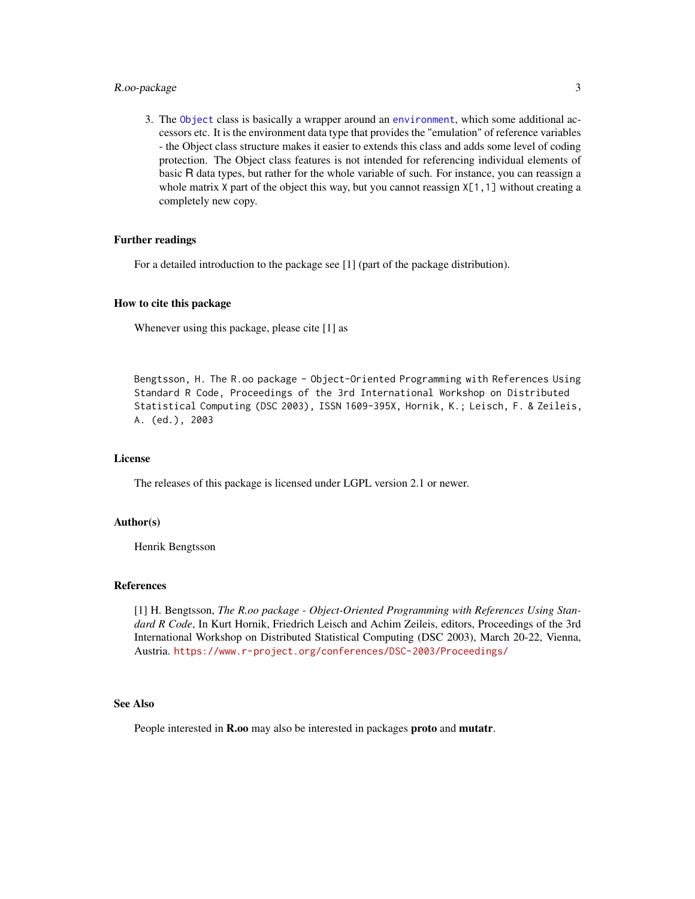3. The `Object` class is basically a wrapper around an `environment`, which some additional accessors etc. It is the environment data type that provides the "emulation" of reference variables - the Object class structure makes it easier to extends this class and adds some level of coding protection. The Object class features is not intended for referencing individual elements of basic R data types, but rather for the whole variable of such. For instance, you can reassign a whole matrix `X` part of the object this way, but you cannot reassign `X[1,1]` without creating a completely new copy.

## Further readings

For a detailed introduction to the package see [1] (part of the package distribution).

## How to cite this package

Whenever using this package, please cite [1] as

```
Bengtsson, H. The R.oo package - Object-Oriented Programming with References Using
Standard R Code, Proceedings of the 3rd International Workshop on Distributed
Statistical Computing (DSC 2003), ISSN 1609-395X, Hornik, K.; Leisch, F. & Zeileis,
A. (ed.), 2003
```

## License

The releases of this package is licensed under LGPL version 2.1 or newer.

## Author(s)

Henrik Bengtsson

## References

[1] H. Bengtsson, *The R.oo package - Object-Oriented Programming with References Using Standard R Code*, In Kurt Hornik, Friedrich Leisch and Achim Zeileis, editors, Proceedings of the 3rd International Workshop on Distributed Statistical Computing (DSC 2003), March 20-22, Vienna, Austria. https://www.r-project.org/conferences/DSC-2003/Proceedings/

## See Also

People interested in **R.oo** may also be interested in packages **proto** and **mutatr**.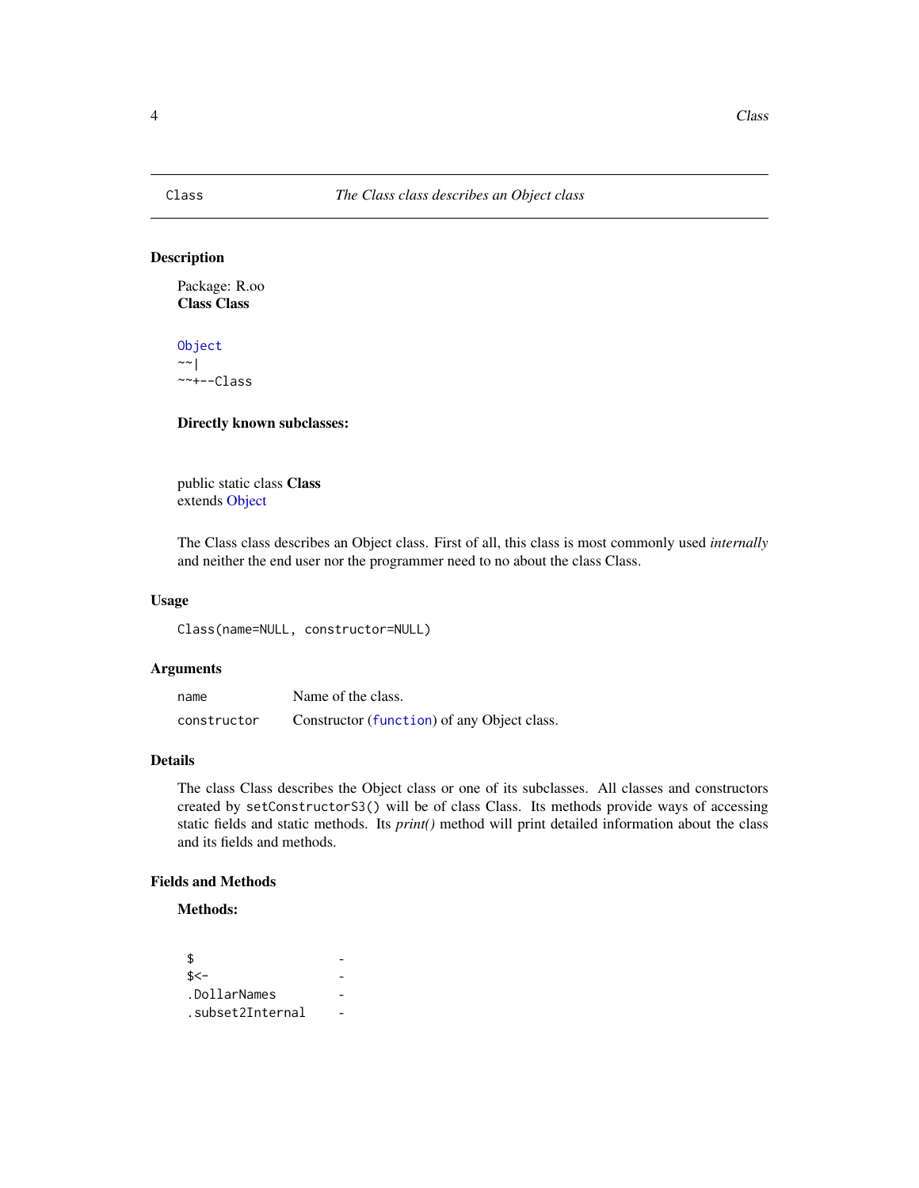## Class — *The Class class describes an Object class*

### Description

Package: R.oo
**Class Class**

```
Object
~~|
~~+--Class
```

**Directly known subclasses:**

public static class **Class**
extends Object

The Class class describes an Object class. First of all, this class is most commonly used *internally* and neither the end user nor the programmer need to no about the class Class.

### Usage

```
Class(name=NULL, constructor=NULL)
```

### Arguments

| | |
|---|---|
| `name` | Name of the class. |
| `constructor` | Constructor (`function`) of any Object class. |

### Details

The class Class describes the Object class or one of its subclasses. All classes and constructors created by `setConstructorS3()` will be of class Class. Its methods provide ways of accessing static fields and static methods. Its *print()* method will print detailed information about the class and its fields and methods.

### Fields and Methods

**Methods:**

```
$                  -
$<-                -
.DollarNames       -
.subset2Internal   -
```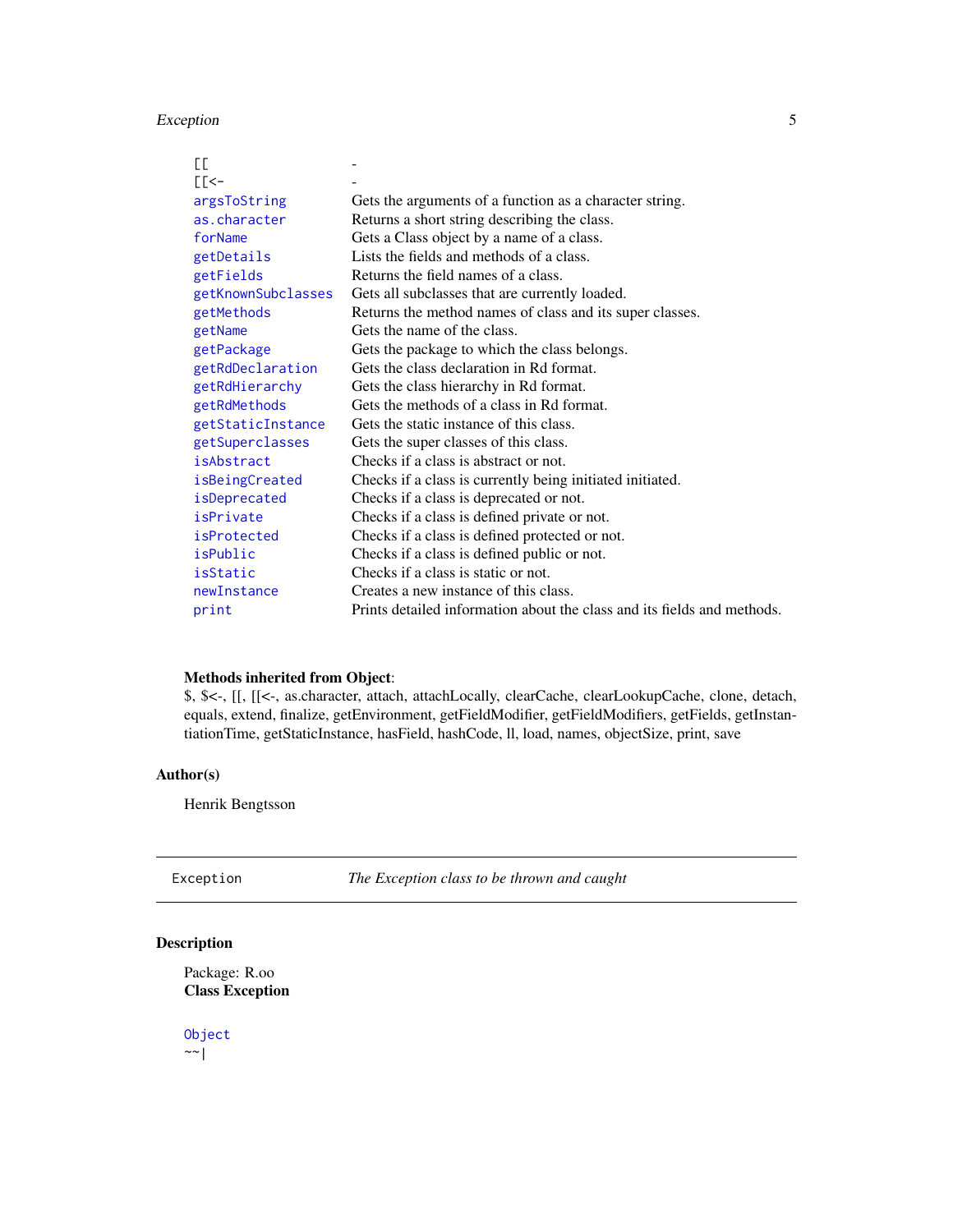| | |
|---|---|
| `[[` | - |
| `[[<-` | - |
| `argsToString` | Gets the arguments of a function as a character string. |
| `as.character` | Returns a short string describing the class. |
| `forName` | Gets a Class object by a name of a class. |
| `getDetails` | Lists the fields and methods of a class. |
| `getFields` | Returns the field names of a class. |
| `getKnownSubclasses` | Gets all subclasses that are currently loaded. |
| `getMethods` | Returns the method names of class and its super classes. |
| `getName` | Gets the name of the class. |
| `getPackage` | Gets the package to which the class belongs. |
| `getRdDeclaration` | Gets the class declaration in Rd format. |
| `getRdHierarchy` | Gets the class hierarchy in Rd format. |
| `getRdMethods` | Gets the methods of a class in Rd format. |
| `getStaticInstance` | Gets the static instance of this class. |
| `getSuperclasses` | Gets the super classes of this class. |
| `isAbstract` | Checks if a class is abstract or not. |
| `isBeingCreated` | Checks if a class is currently being initiated initiated. |
| `isDeprecated` | Checks if a class is deprecated or not. |
| `isPrivate` | Checks if a class is defined private or not. |
| `isProtected` | Checks if a class is defined protected or not. |
| `isPublic` | Checks if a class is defined public or not. |
| `isStatic` | Checks if a class is static or not. |
| `newInstance` | Creates a new instance of this class. |
| `print` | Prints detailed information about the class and its fields and methods. |

**Methods inherited from Object**:
$, $<-, [[, [[<-, as.character, attach, attachLocally, clearCache, clearLookupCache, clone, detach, equals, extend, finalize, getEnvironment, getFieldModifier, getFieldModifiers, getFields, getInstantiationTime, getStaticInstance, hasField, hashCode, ll, load, names, objectSize, print, save

## Author(s)

Henrik Bengtsson

---

`Exception` *The Exception class to be thrown and caught*

---

## Description

Package: R.oo
**Class Exception**

`Object`
`~~|`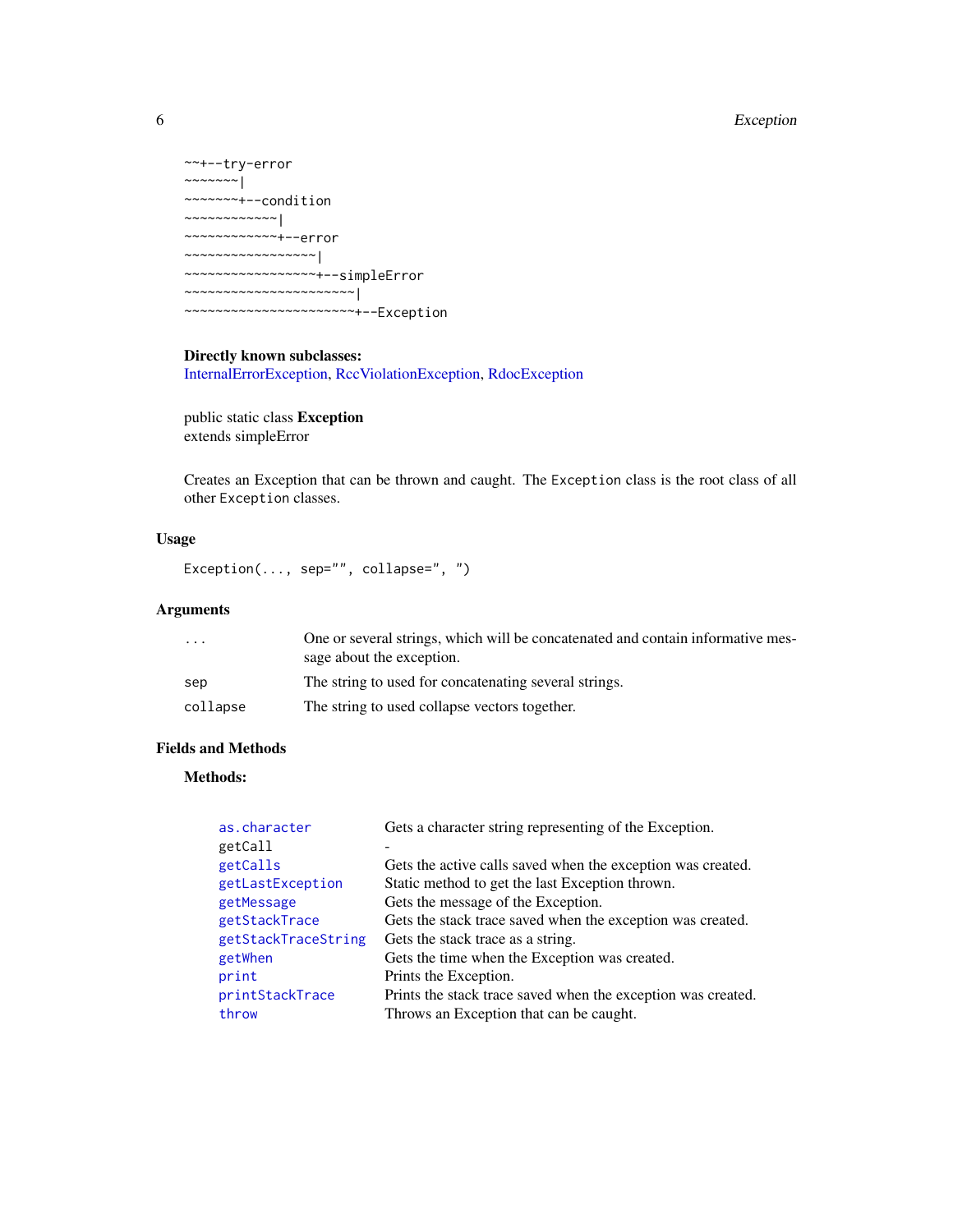```
~~+--try-error
~~~~~~~|
~~~~~~~+--condition
~~~~~~~~~~~~|
~~~~~~~~~~~~+--error
~~~~~~~~~~~~~~~~~|
~~~~~~~~~~~~~~~~~+--simpleError
~~~~~~~~~~~~~~~~~~~~~~|
~~~~~~~~~~~~~~~~~~~~~~+--Exception
```

**Directly known subclasses:**
InternalErrorException, RccViolationException, RdocException

public static class **Exception**
extends simpleError

Creates an Exception that can be thrown and caught. The `Exception` class is the root class of all other `Exception` classes.

## Usage

```
Exception(..., sep="", collapse=", ")
```

## Arguments

| | |
|---|---|
| `...` | One or several strings, which will be concatenated and contain informative message about the exception. |
| `sep` | The string to used for concatenating several strings. |
| `collapse` | The string to used collapse vectors together. |

## Fields and Methods

**Methods:**

| | |
|---|---|
| `as.character` | Gets a character string representing of the Exception. |
| `getCall` | - |
| `getCalls` | Gets the active calls saved when the exception was created. |
| `getLastException` | Static method to get the last Exception thrown. |
| `getMessage` | Gets the message of the Exception. |
| `getStackTrace` | Gets the stack trace saved when the exception was created. |
| `getStackTraceString` | Gets the stack trace as a string. |
| `getWhen` | Gets the time when the Exception was created. |
| `print` | Prints the Exception. |
| `printStackTrace` | Prints the stack trace saved when the exception was created. |
| `throw` | Throws an Exception that can be caught. |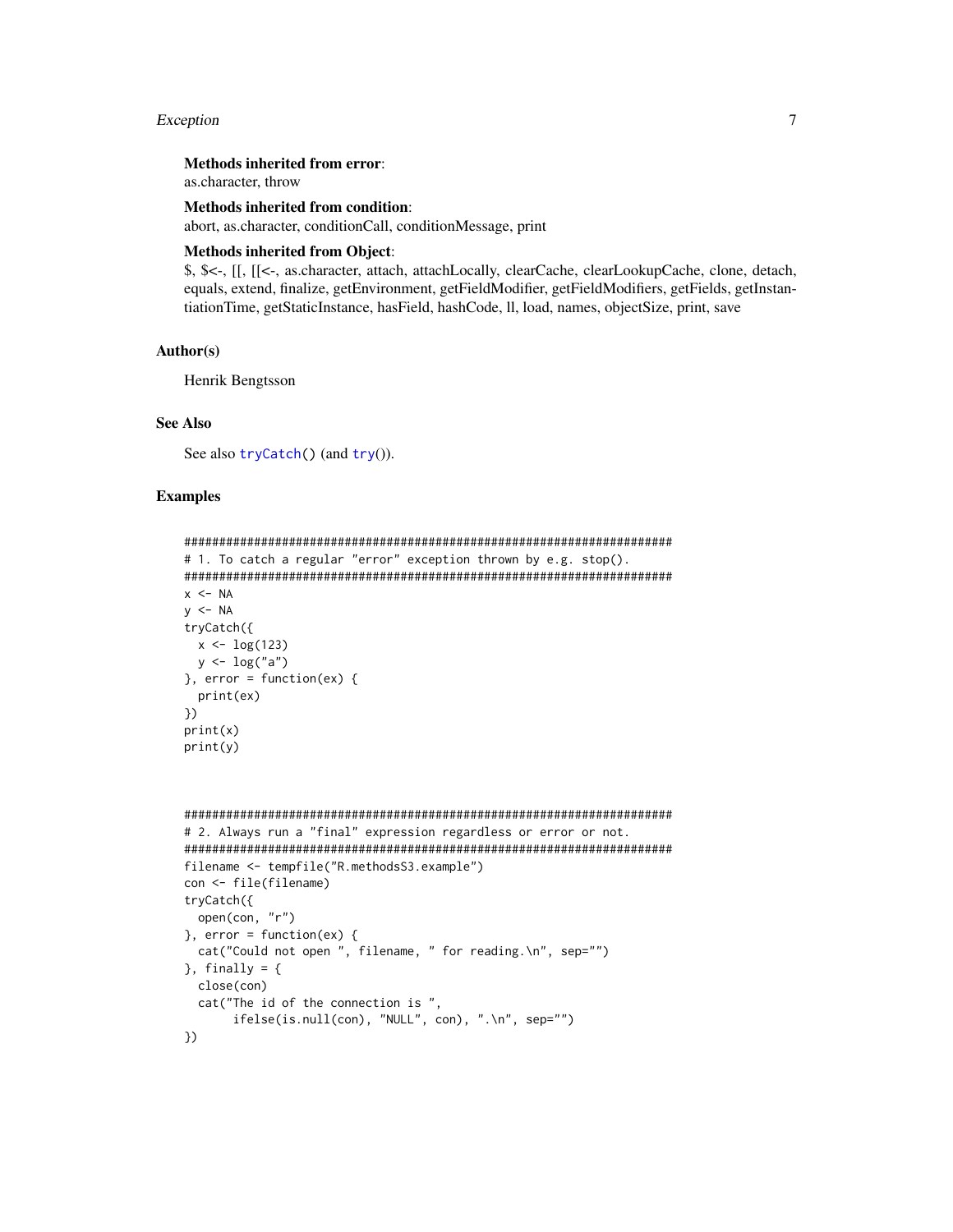**Methods inherited from error**:
as.character, throw

**Methods inherited from condition**:
abort, as.character, conditionCall, conditionMessage, print

**Methods inherited from Object**:
$, $<-, [[, [[<-, as.character, attach, attachLocally, clearCache, clearLookupCache, clone, detach, equals, extend, finalize, getEnvironment, getFieldModifier, getFieldModifiers, getFields, getInstantiationTime, getStaticInstance, hasField, hashCode, ll, load, names, objectSize, print, save

## Author(s)

Henrik Bengtsson

## See Also

See also tryCatch() (and try()).

## Examples

```
######################################################################
# 1. To catch a regular "error" exception thrown by e.g. stop().
######################################################################
x <- NA
y <- NA
tryCatch({
  x <- log(123)
  y <- log("a")
}, error = function(ex) {
  print(ex)
})
print(x)
print(y)



######################################################################
# 2. Always run a "final" expression regardless or error or not.
######################################################################
filename <- tempfile("R.methodsS3.example")
con <- file(filename)
tryCatch({
  open(con, "r")
}, error = function(ex) {
  cat("Could not open ", filename, " for reading.\n", sep="")
}, finally = {
  close(con)
  cat("The id of the connection is ",
       ifelse(is.null(con), "NULL", con), ".\n", sep="")
})
```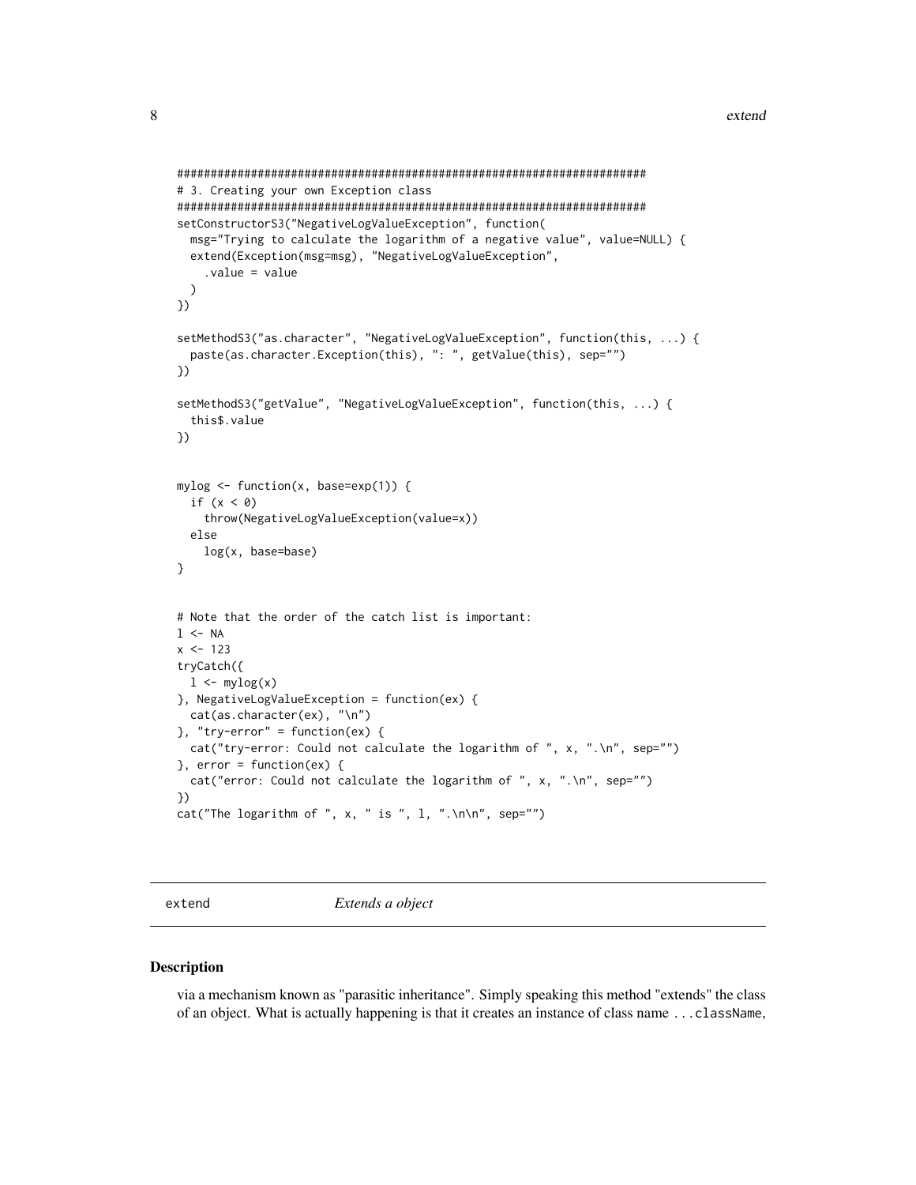```
########################################################################
# 3. Creating your own Exception class
########################################################################
setConstructorS3("NegativeLogValueException", function(
  msg="Trying to calculate the logarithm of a negative value", value=NULL) {
  extend(Exception(msg=msg), "NegativeLogValueException",
    .value = value
  )
})

setMethodS3("as.character", "NegativeLogValueException", function(this, ...) {
  paste(as.character.Exception(this), ": ", getValue(this), sep="")
})

setMethodS3("getValue", "NegativeLogValueException", function(this, ...) {
  this$.value
})


mylog <- function(x, base=exp(1)) {
  if (x < 0)
    throw(NegativeLogValueException(value=x))
  else
    log(x, base=base)
}


# Note that the order of the catch list is important:
l <- NA
x <- 123
tryCatch({
  l <- mylog(x)
}, NegativeLogValueException = function(ex) {
  cat(as.character(ex), "\n")
}, "try-error" = function(ex) {
  cat("try-error: Could not calculate the logarithm of ", x, ".\n", sep="")
}, error = function(ex) {
  cat("error: Could not calculate the logarithm of ", x, ".\n", sep="")
})
cat("The logarithm of ", x, " is ", l, ".\n\n", sep="")
```

## extend — *Extends a object*

### Description

via a mechanism known as "parasitic inheritance". Simply speaking this method "extends" the class of an object. What is actually happening is that it creates an instance of class name `...className`,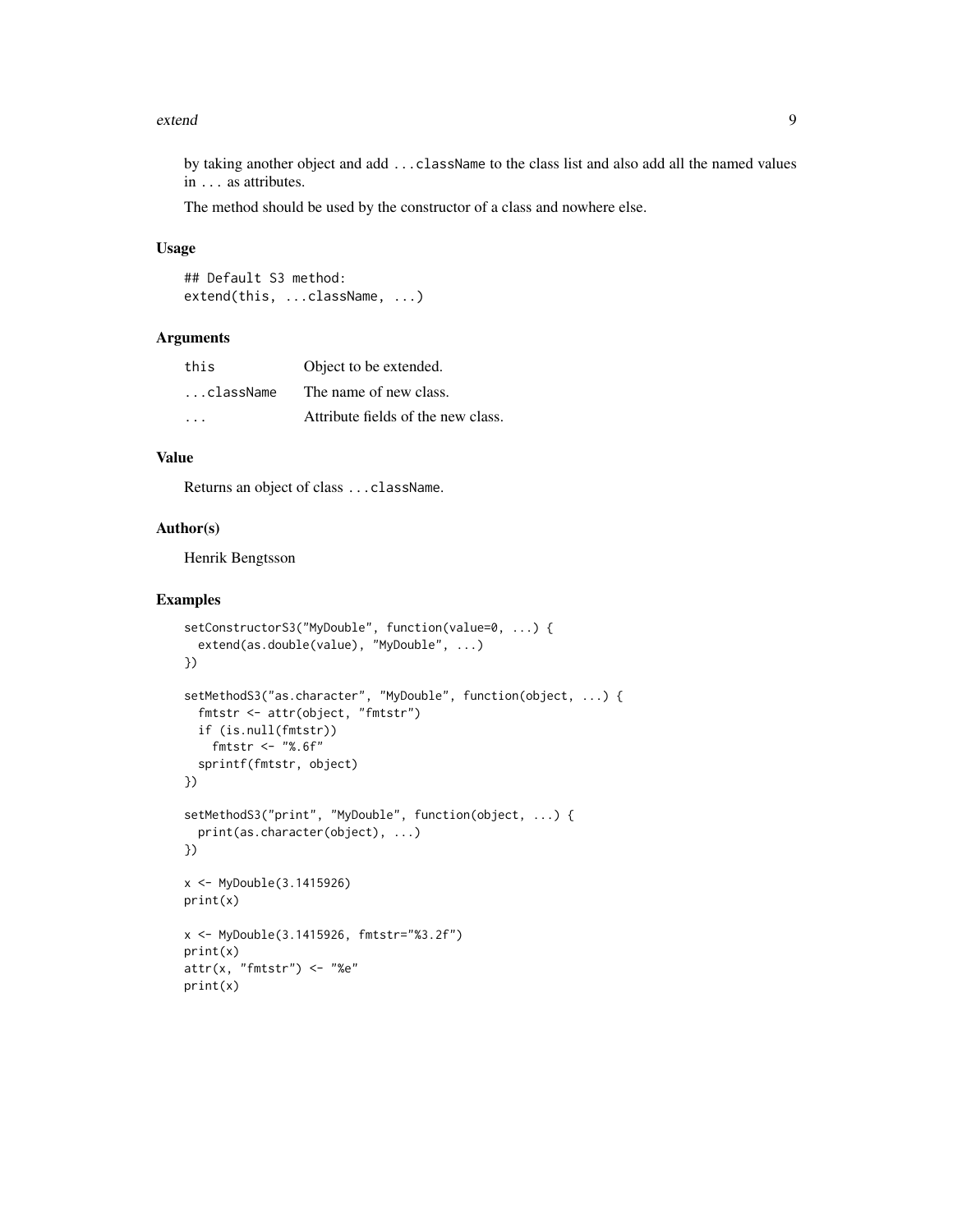by taking another object and add `...className` to the class list and also add all the named values in `...` as attributes.

The method should be used by the constructor of a class and nowhere else.

### Usage

```
## Default S3 method:
extend(this, ...className, ...)
```

### Arguments

| | |
|---|---|
| `this` | Object to be extended. |
| `...className` | The name of new class. |
| `...` | Attribute fields of the new class. |

### Value

Returns an object of class `...className`.

### Author(s)

Henrik Bengtsson

### Examples

```
setConstructorS3("MyDouble", function(value=0, ...) {
  extend(as.double(value), "MyDouble", ...)
})

setMethodS3("as.character", "MyDouble", function(object, ...) {
  fmtstr <- attr(object, "fmtstr")
  if (is.null(fmtstr))
    fmtstr <- "%.6f"
  sprintf(fmtstr, object)
})

setMethodS3("print", "MyDouble", function(object, ...) {
  print(as.character(object), ...)
})

x <- MyDouble(3.1415926)
print(x)

x <- MyDouble(3.1415926, fmtstr="%3.2f")
print(x)
attr(x, "fmtstr") <- "%e"
print(x)
```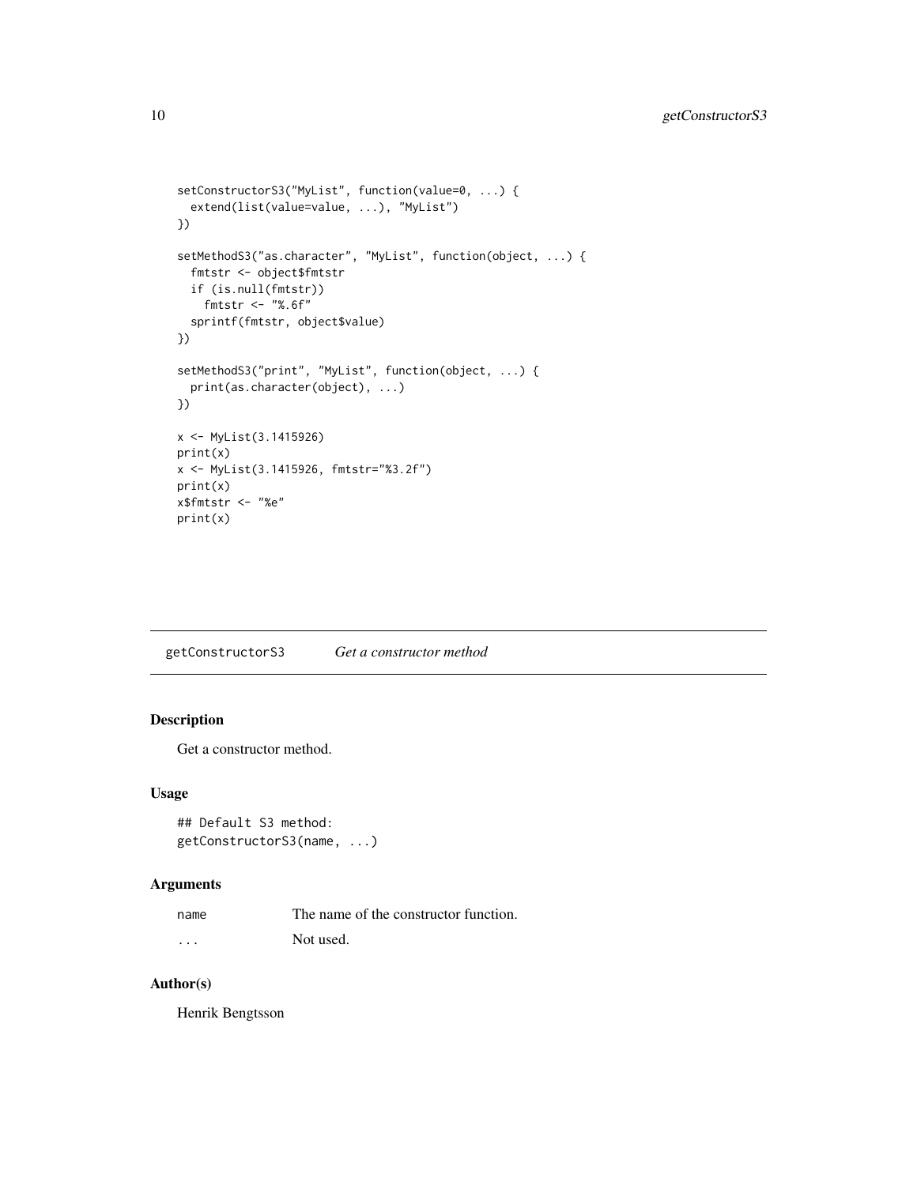```
setConstructorS3("MyList", function(value=0, ...) {
  extend(list(value=value, ...), "MyList")
})

setMethodS3("as.character", "MyList", function(object, ...) {
  fmtstr <- object$fmtstr
  if (is.null(fmtstr))
    fmtstr <- "%.6f"
  sprintf(fmtstr, object$value)
})

setMethodS3("print", "MyList", function(object, ...) {
  print(as.character(object), ...)
})

x <- MyList(3.1415926)
print(x)
x <- MyList(3.1415926, fmtstr="%3.2f")
print(x)
x$fmtstr <- "%e"
print(x)
```

## getConstructorS3 *Get a constructor method*

### Description

Get a constructor method.

### Usage

```
## Default S3 method:
getConstructorS3(name, ...)
```

### Arguments

| | |
|---|---|
| name | The name of the constructor function. |
| ... | Not used. |

### Author(s)

Henrik Bengtsson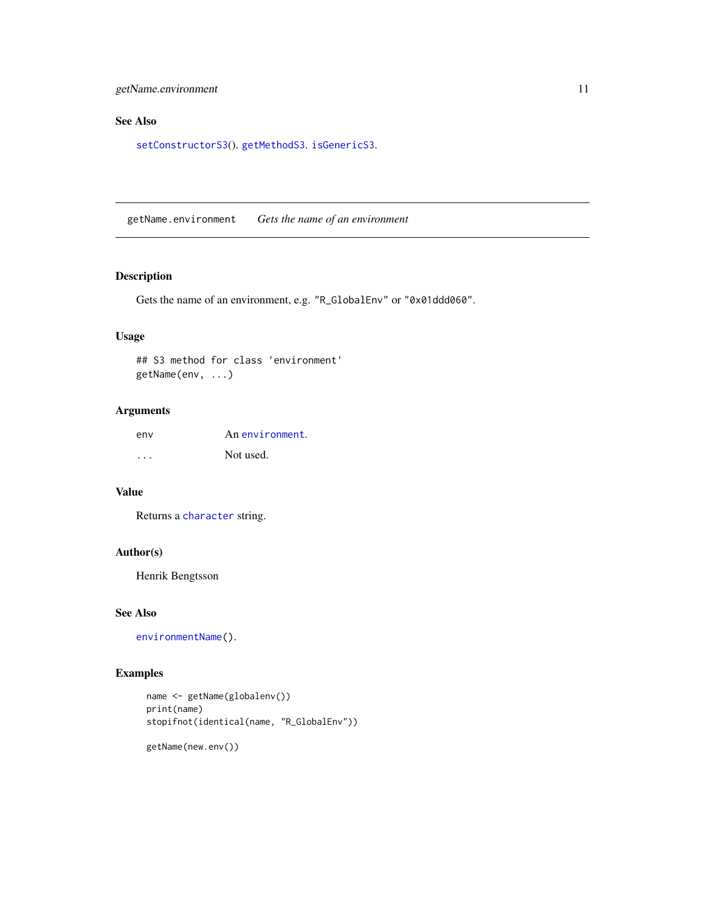### See Also

setConstructorS3(). getMethodS3. isGenericS3.

## getName.environment    *Gets the name of an environment*

### Description

Gets the name of an environment, e.g. "R_GlobalEnv" or "0x01ddd060".

### Usage

```
## S3 method for class 'environment'
getName(env, ...)
```

### Arguments

| | |
|---|---|
| env | An environment. |
| ... | Not used. |

### Value

Returns a character string.

### Author(s)

Henrik Bengtsson

### See Also

environmentName().

### Examples

```
name <- getName(globalenv())
print(name)
stopifnot(identical(name, "R_GlobalEnv"))

getName(new.env())
```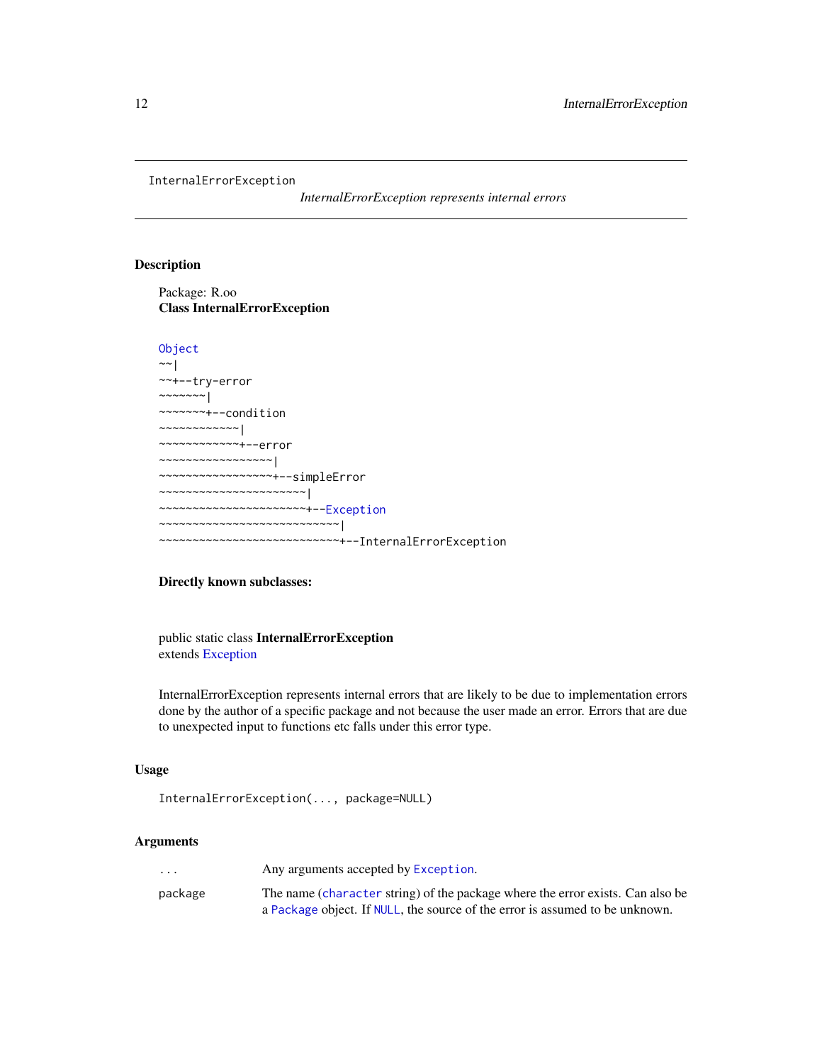# InternalErrorException

*InternalErrorException represents internal errors*

## Description

Package: R.oo
**Class InternalErrorException**

```
Object
~~|
~~+--try-error
~~~~~~~|
~~~~~~~+--condition
~~~~~~~~~~~~|
~~~~~~~~~~~~+--error
~~~~~~~~~~~~~~~~~|
~~~~~~~~~~~~~~~~~+--simpleError
~~~~~~~~~~~~~~~~~~~~~~|
~~~~~~~~~~~~~~~~~~~~~~+--Exception
~~~~~~~~~~~~~~~~~~~~~~~~~~~|
~~~~~~~~~~~~~~~~~~~~~~~~~~~+--InternalErrorException
```

**Directly known subclasses:**

public static class **InternalErrorException**
extends Exception

InternalErrorException represents internal errors that are likely to be due to implementation errors done by the author of a specific package and not because the user made an error. Errors that are due to unexpected input to functions etc falls under this error type.

## Usage

```
InternalErrorException(..., package=NULL)
```

## Arguments

| | |
|---|---|
| `...` | Any arguments accepted by `Exception`. |
| `package` | The name (`character` string) of the package where the error exists. Can also be a `Package` object. If `NULL`, the source of the error is assumed to be unknown. |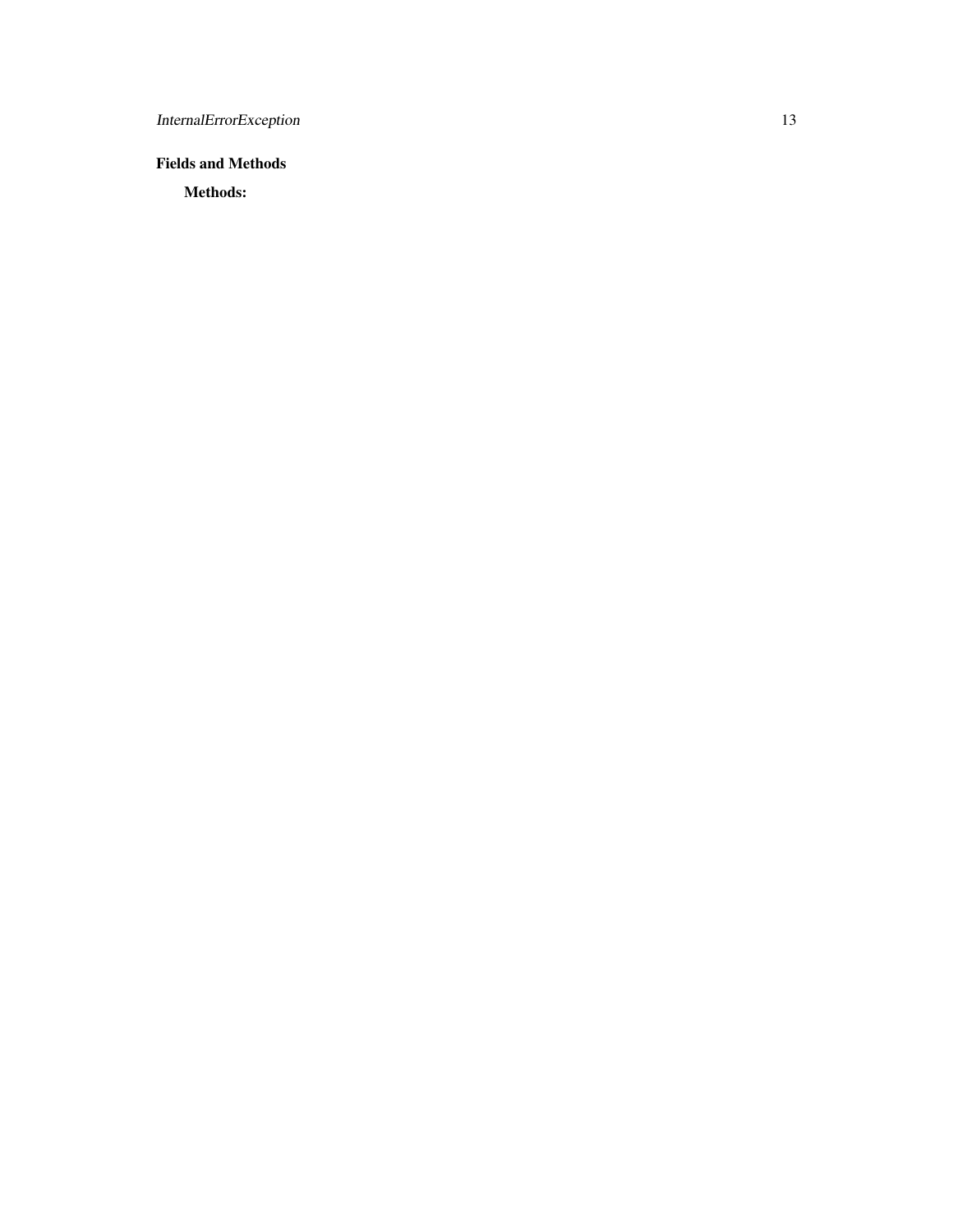## Fields and Methods

### Methods: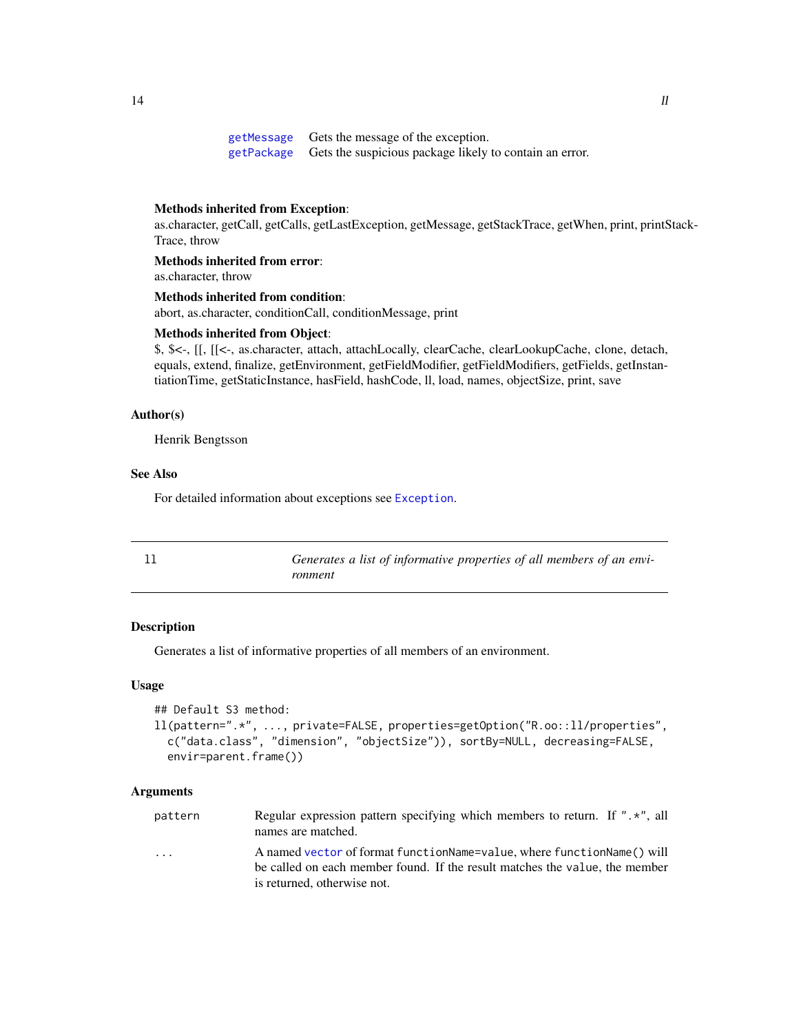| | |
|---|---|
| `getMessage` | Gets the message of the exception. |
| `getPackage` | Gets the suspicious package likely to contain an error. |

**Methods inherited from Exception**:
as.character, getCall, getCalls, getLastException, getMessage, getStackTrace, getWhen, print, printStackTrace, throw

**Methods inherited from error**:
as.character, throw

**Methods inherited from condition**:
abort, as.character, conditionCall, conditionMessage, print

**Methods inherited from Object**:
$, $<-, [[, [[<-, as.character, attach, attachLocally, clearCache, clearLookupCache, clone, detach, equals, extend, finalize, getEnvironment, getFieldModifier, getFieldModifiers, getFields, getInstantiationTime, getStaticInstance, hasField, hashCode, ll, load, names, objectSize, print, save

### Author(s)

Henrik Bengtsson

### See Also

For detailed information about exceptions see `Exception`.

---

## `ll` *Generates a list of informative properties of all members of an environment*

---

### Description

Generates a list of informative properties of all members of an environment.

### Usage

```
## Default S3 method:
ll(pattern=".*", ..., private=FALSE, properties=getOption("R.oo::ll/properties",
  c("data.class", "dimension", "objectSize")), sortBy=NULL, decreasing=FALSE,
  envir=parent.frame())
```

### Arguments

| | |
|---|---|
| `pattern` | Regular expression pattern specifying which members to return. If `".*"`, all names are matched. |
| `...` | A named `vector` of format `functionName=value`, where `functionName()` will be called on each member found. If the result matches the `value`, the member is returned, otherwise not. |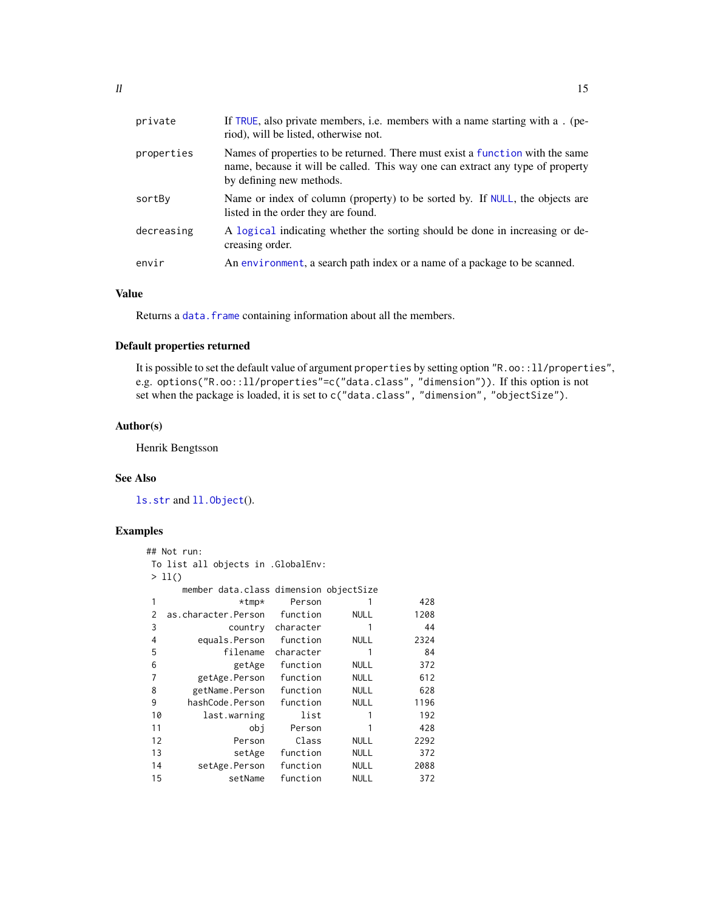| | |
|---|---|
| private | If TRUE, also private members, i.e. members with a name starting with a . (period), will be listed, otherwise not. |
| properties | Names of properties to be returned. There must exist a function with the same name, because it will be called. This way one can extract any type of property by defining new methods. |
| sortBy | Name or index of column (property) to be sorted by. If NULL, the objects are listed in the order they are found. |
| decreasing | A logical indicating whether the sorting should be done in increasing or decreasing order. |
| envir | An environment, a search path index or a name of a package to be scanned. |

## Value

Returns a `data.frame` containing information about all the members.

## Default properties returned

It is possible to set the default value of argument `properties` by setting option `"R.oo::ll/properties"`, e.g. `options("R.oo::ll/properties"=c("data.class", "dimension"))`. If this option is not set when the package is loaded, it is set to `c("data.class", "dimension", "objectSize")`.

## Author(s)

Henrik Bengtsson

## See Also

`ls.str` and `ll.Object`().

## Examples

```
## Not run:
 To list all objects in .GlobalEnv:
 > ll()
        member data.class dimension objectSize
 1               *tmp*     Person         1        428
 2  as.character.Person   function      NULL       1208
 3             country  character         1         44
 4       equals.Person   function      NULL       2324
 5            filename  character         1         84
 6              getAge   function      NULL        372
 7       getAge.Person   function      NULL        612
 8      getName.Person   function      NULL        628
 9     hashCode.Person   function      NULL       1196
 10       last.warning       list         1        192
 11                obj     Person         1        428
 12             Person      Class      NULL       2292
 13             setAge   function      NULL        372
 14      setAge.Person   function      NULL       2088
 15            setName   function      NULL        372
```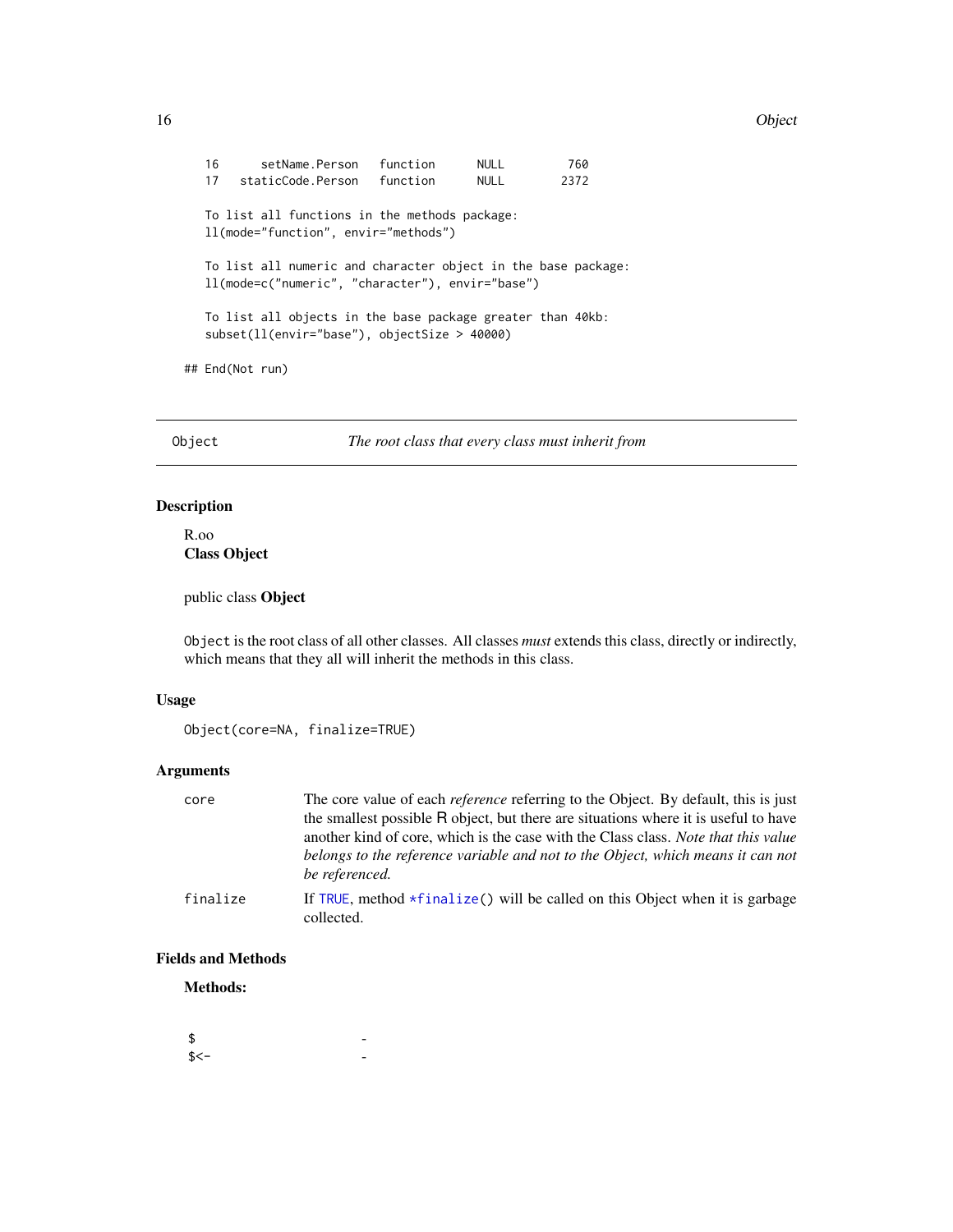```
  16      setName.Person   function      NULL         760
  17   staticCode.Person   function      NULL        2372

  To list all functions in the methods package:
  ll(mode="function", envir="methods")

  To list all numeric and character object in the base package:
  ll(mode=c("numeric", "character"), envir="base")

  To list all objects in the base package greater than 40kb:
  subset(ll(envir="base"), objectSize > 40000)

## End(Not run)
```

---

## Object — *The root class that every class must inherit from*

### Description

R.oo
**Class Object**

public class **Object**

`Object` is the root class of all other classes. All classes *must* extends this class, directly or indirectly, which means that they all will inherit the methods in this class.

### Usage

```
Object(core=NA, finalize=TRUE)
```

### Arguments

| | |
|---|---|
| `core` | The core value of each *reference* referring to the Object. By default, this is just the smallest possible R object, but there are situations where it is useful to have another kind of core, which is the case with the Class class. *Note that this value belongs to the reference variable and not to the Object, which means it can not be referenced.* |
| `finalize` | If `TRUE`, method `*finalize()` will be called on this Object when it is garbage collected. |

### Fields and Methods

**Methods:**

| | |
|---|---|
| `$` | - |
| `$<-` | - |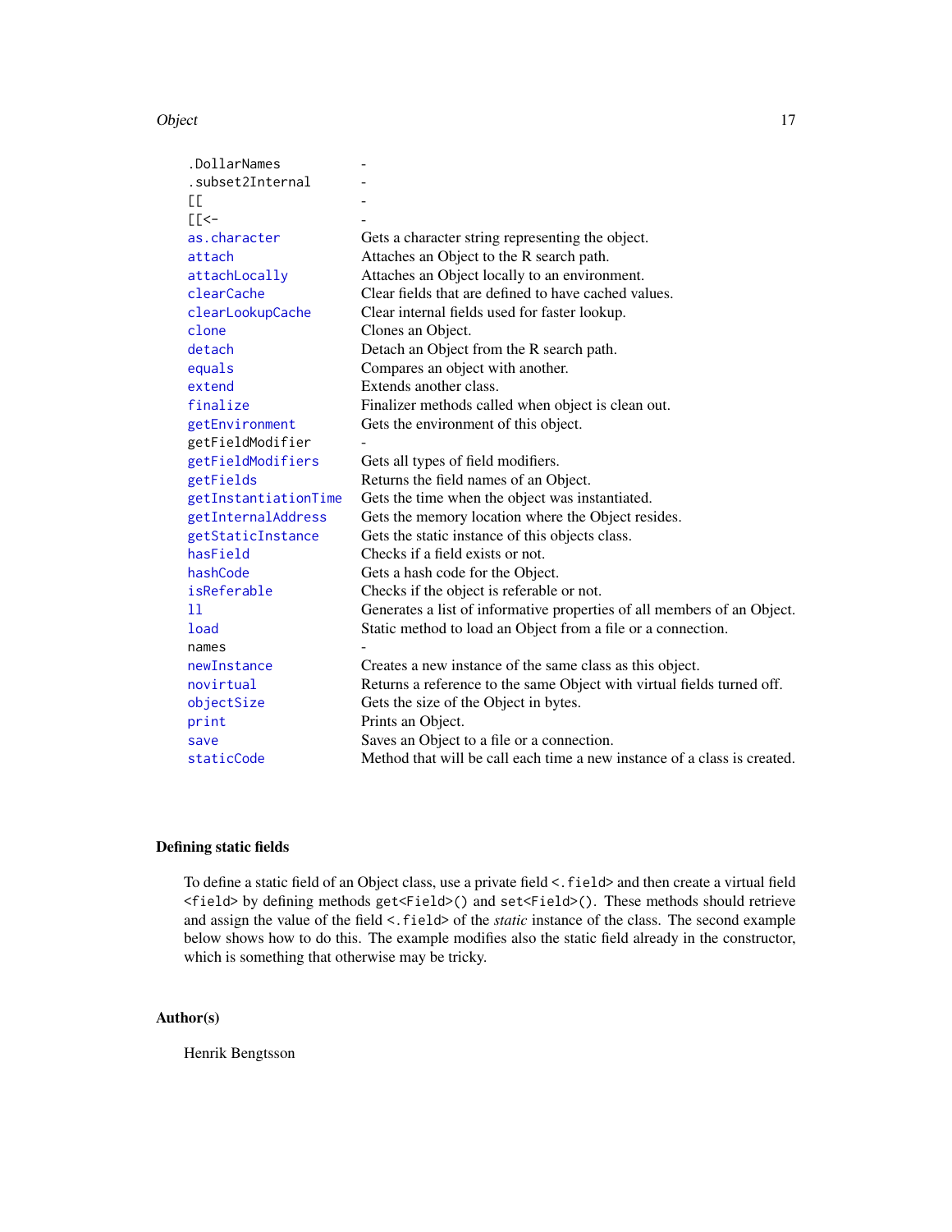| | |
|---|---|
| `.DollarNames` | - |
| `.subset2Internal` | - |
| `[[` | - |
| `[[<-` | - |
| `as.character` | Gets a character string representing the object. |
| `attach` | Attaches an Object to the R search path. |
| `attachLocally` | Attaches an Object locally to an environment. |
| `clearCache` | Clear fields that are defined to have cached values. |
| `clearLookupCache` | Clear internal fields used for faster lookup. |
| `clone` | Clones an Object. |
| `detach` | Detach an Object from the R search path. |
| `equals` | Compares an object with another. |
| `extend` | Extends another class. |
| `finalize` | Finalizer methods called when object is clean out. |
| `getEnvironment` | Gets the environment of this object. |
| `getFieldModifier` | - |
| `getFieldModifiers` | Gets all types of field modifiers. |
| `getFields` | Returns the field names of an Object. |
| `getInstantiationTime` | Gets the time when the object was instantiated. |
| `getInternalAddress` | Gets the memory location where the Object resides. |
| `getStaticInstance` | Gets the static instance of this objects class. |
| `hasField` | Checks if a field exists or not. |
| `hashCode` | Gets a hash code for the Object. |
| `isReferable` | Checks if the object is referable or not. |
| `ll` | Generates a list of informative properties of all members of an Object. |
| `load` | Static method to load an Object from a file or a connection. |
| `names` | - |
| `newInstance` | Creates a new instance of the same class as this object. |
| `novirtual` | Returns a reference to the same Object with virtual fields turned off. |
| `objectSize` | Gets the size of the Object in bytes. |
| `print` | Prints an Object. |
| `save` | Saves an Object to a file or a connection. |
| `staticCode` | Method that will be call each time a new instance of a class is created. |

## Defining static fields

To define a static field of an Object class, use a private field `<.field>` and then create a virtual field `<field>` by defining methods `get<Field>()` and `set<Field>()`. These methods should retrieve and assign the value of the field `<.field>` of the *static* instance of the class. The second example below shows how to do this. The example modifies also the static field already in the constructor, which is something that otherwise may be tricky.

## Author(s)

Henrik Bengtsson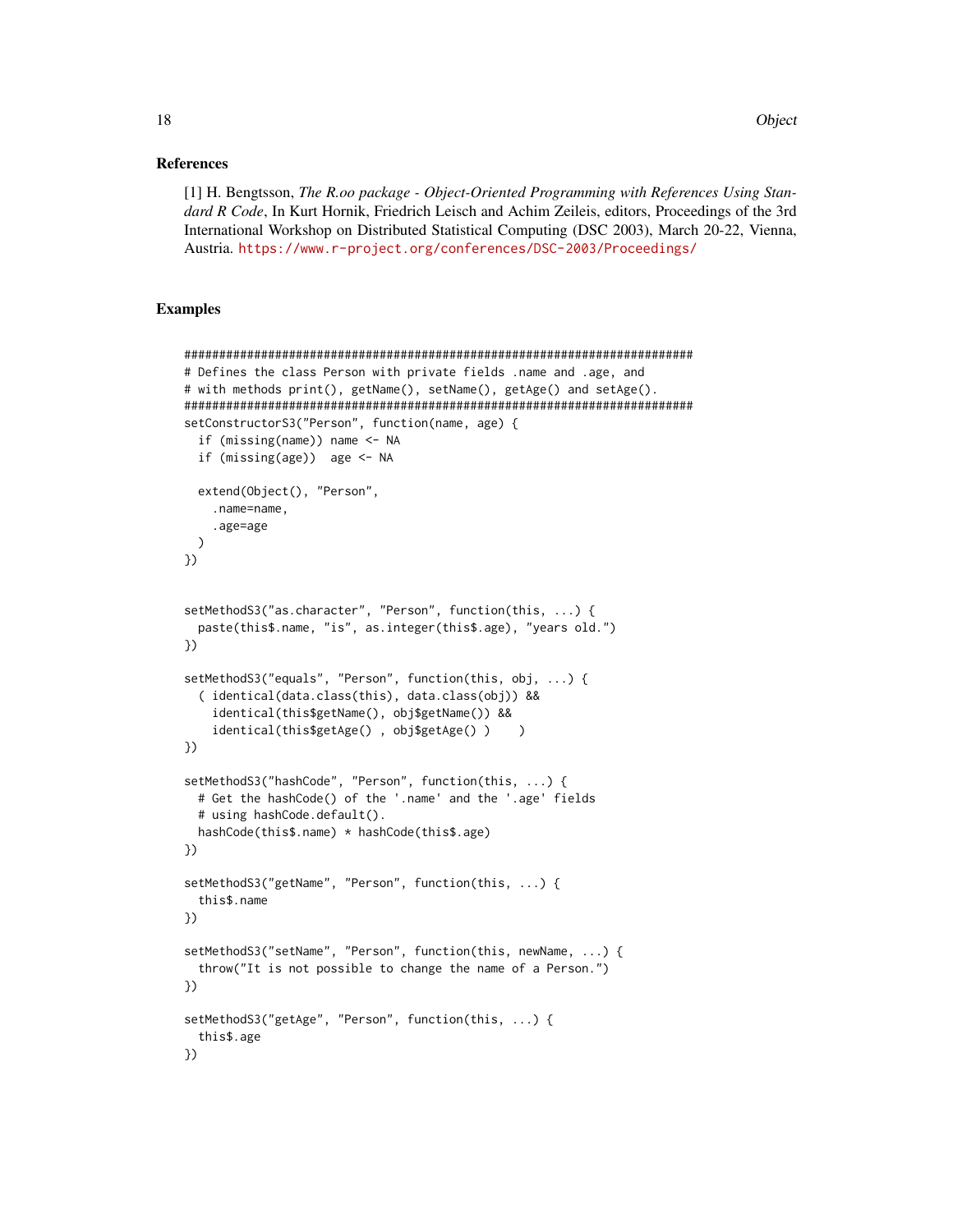## References

[1] H. Bengtsson, *The R.oo package - Object-Oriented Programming with References Using Standard R Code*, In Kurt Hornik, Friedrich Leisch and Achim Zeileis, editors, Proceedings of the 3rd International Workshop on Distributed Statistical Computing (DSC 2003), March 20-22, Vienna, Austria. https://www.r-project.org/conferences/DSC-2003/Proceedings/

## Examples

```
#########################################################################
# Defines the class Person with private fields .name and .age, and
# with methods print(), getName(), setName(), getAge() and setAge().
#########################################################################
setConstructorS3("Person", function(name, age) {
  if (missing(name)) name <- NA
  if (missing(age))  age <- NA

  extend(Object(), "Person",
    .name=name,
    .age=age
  )
})


setMethodS3("as.character", "Person", function(this, ...) {
  paste(this$.name, "is", as.integer(this$.age), "years old.")
})

setMethodS3("equals", "Person", function(this, obj, ...) {
  ( identical(data.class(this), data.class(obj)) &&
    identical(this$getName(), obj$getName()) &&
    identical(this$getAge() , obj$getAge() )    )
})

setMethodS3("hashCode", "Person", function(this, ...) {
  # Get the hashCode() of the '.name' and the '.age' fields
  # using hashCode.default().
  hashCode(this$.name) * hashCode(this$.age)
})

setMethodS3("getName", "Person", function(this, ...) {
  this$.name
})

setMethodS3("setName", "Person", function(this, newName, ...) {
  throw("It is not possible to change the name of a Person.")
})

setMethodS3("getAge", "Person", function(this, ...) {
  this$.age
})
```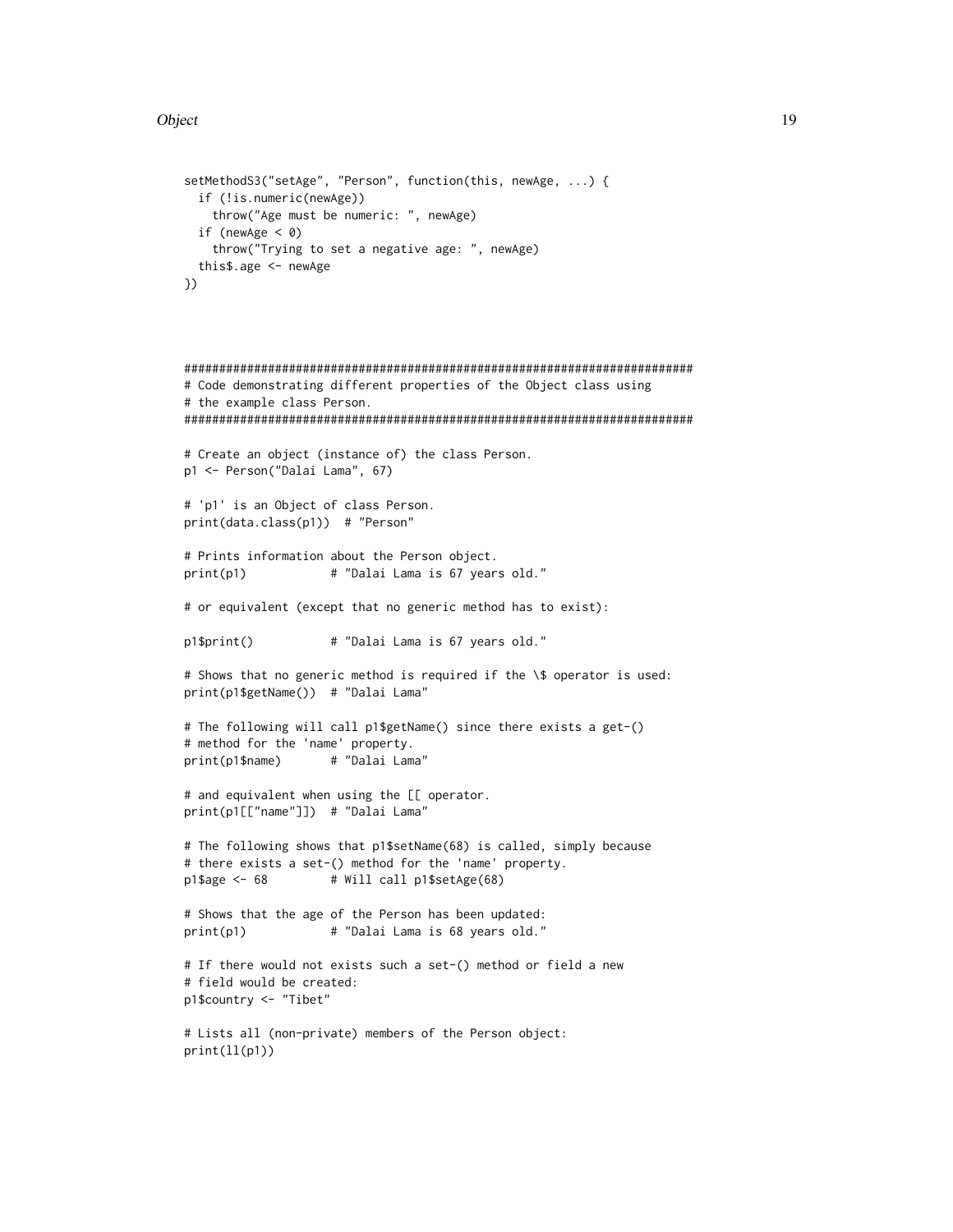```
setMethodS3("setAge", "Person", function(this, newAge, ...) {
  if (!is.numeric(newAge))
    throw("Age must be numeric: ", newAge)
  if (newAge < 0)
    throw("Trying to set a negative age: ", newAge)
  this$.age <- newAge
})



#########################################################################
# Code demonstrating different properties of the Object class using
# the example class Person.
#########################################################################

# Create an object (instance of) the class Person.
p1 <- Person("Dalai Lama", 67)

# 'p1' is an Object of class Person.
print(data.class(p1))  # "Person"

# Prints information about the Person object.
print(p1)            # "Dalai Lama is 67 years old."

# or equivalent (except that no generic method has to exist):

p1$print()           # "Dalai Lama is 67 years old."

# Shows that no generic method is required if the \$ operator is used:
print(p1$getName())  # "Dalai Lama"

# The following will call p1$getName() since there exists a get-()
# method for the 'name' property.
print(p1$name)       # "Dalai Lama"

# and equivalent when using the [[ operator.
print(p1[["name"]])  # "Dalai Lama"

# The following shows that p1$setName(68) is called, simply because
# there exists a set-() method for the 'name' property.
p1$age <- 68         # Will call p1$setAge(68)

# Shows that the age of the Person has been updated:
print(p1)            # "Dalai Lama is 68 years old."

# If there would not exists such a set-() method or field a new
# field would be created:
p1$country <- "Tibet"

# Lists all (non-private) members of the Person object:
print(ll(p1))
```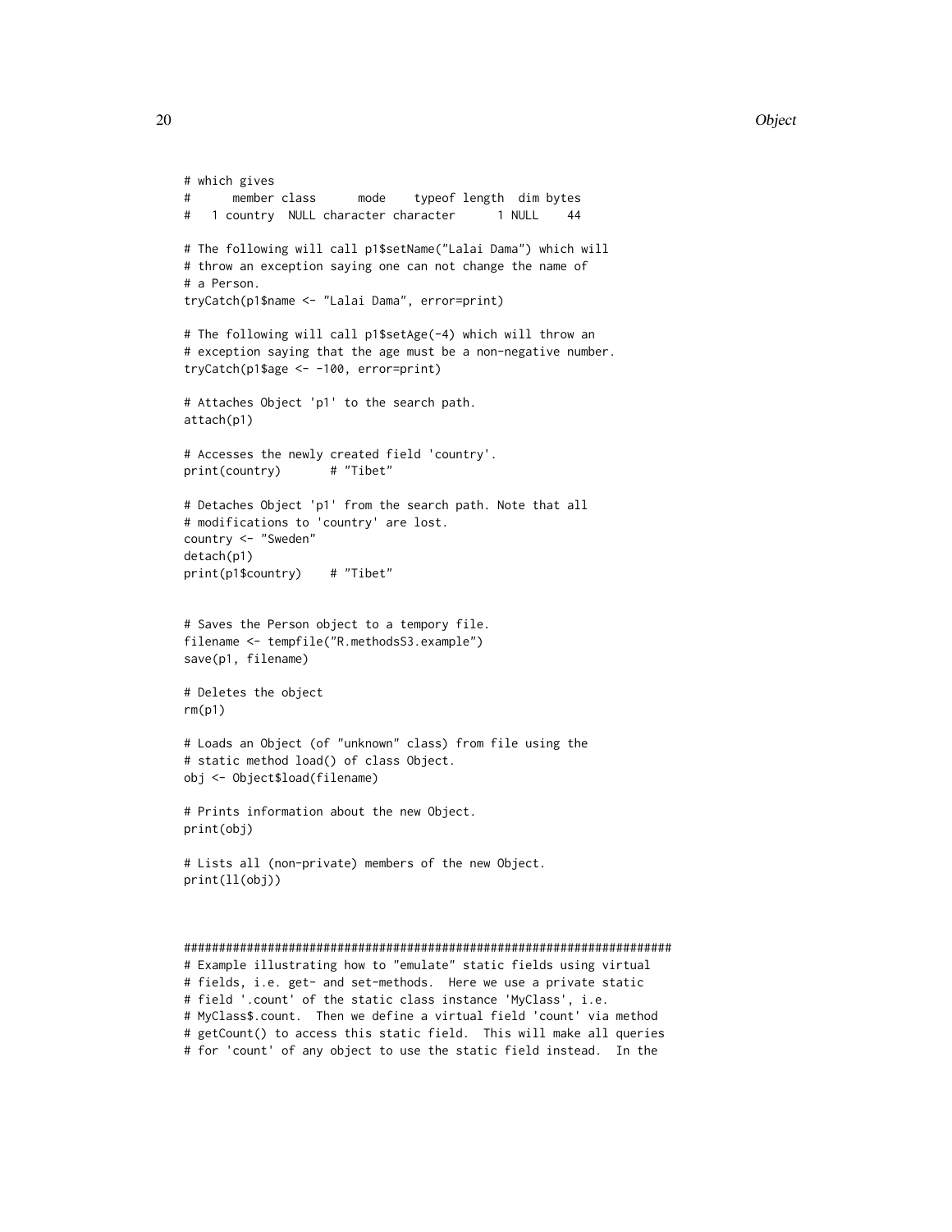```
# which gives
#      member class      mode    typeof length  dim bytes
#   1 country  NULL character character      1 NULL    44

# The following will call p1$setName("Lalai Dama") which will
# throw an exception saying one can not change the name of
# a Person.
tryCatch(p1$name <- "Lalai Dama", error=print)

# The following will call p1$setAge(-4) which will throw an
# exception saying that the age must be a non-negative number.
tryCatch(p1$age <- -100, error=print)

# Attaches Object 'p1' to the search path.
attach(p1)

# Accesses the newly created field 'country'.
print(country)       # "Tibet"

# Detaches Object 'p1' from the search path. Note that all
# modifications to 'country' are lost.
country <- "Sweden"
detach(p1)
print(p1$country)    # "Tibet"


# Saves the Person object to a tempory file.
filename <- tempfile("R.methodsS3.example")
save(p1, filename)

# Deletes the object
rm(p1)

# Loads an Object (of "unknown" class) from file using the
# static method load() of class Object.
obj <- Object$load(filename)

# Prints information about the new Object.
print(obj)

# Lists all (non-private) members of the new Object.
print(ll(obj))



######################################################################
# Example illustrating how to "emulate" static fields using virtual
# fields, i.e. get- and set-methods.  Here we use a private static
# field '.count' of the static class instance 'MyClass', i.e.
# MyClass$.count.  Then we define a virtual field 'count' via method
# getCount() to access this static field.  This will make all queries
# for 'count' of any object to use the static field instead.  In the
```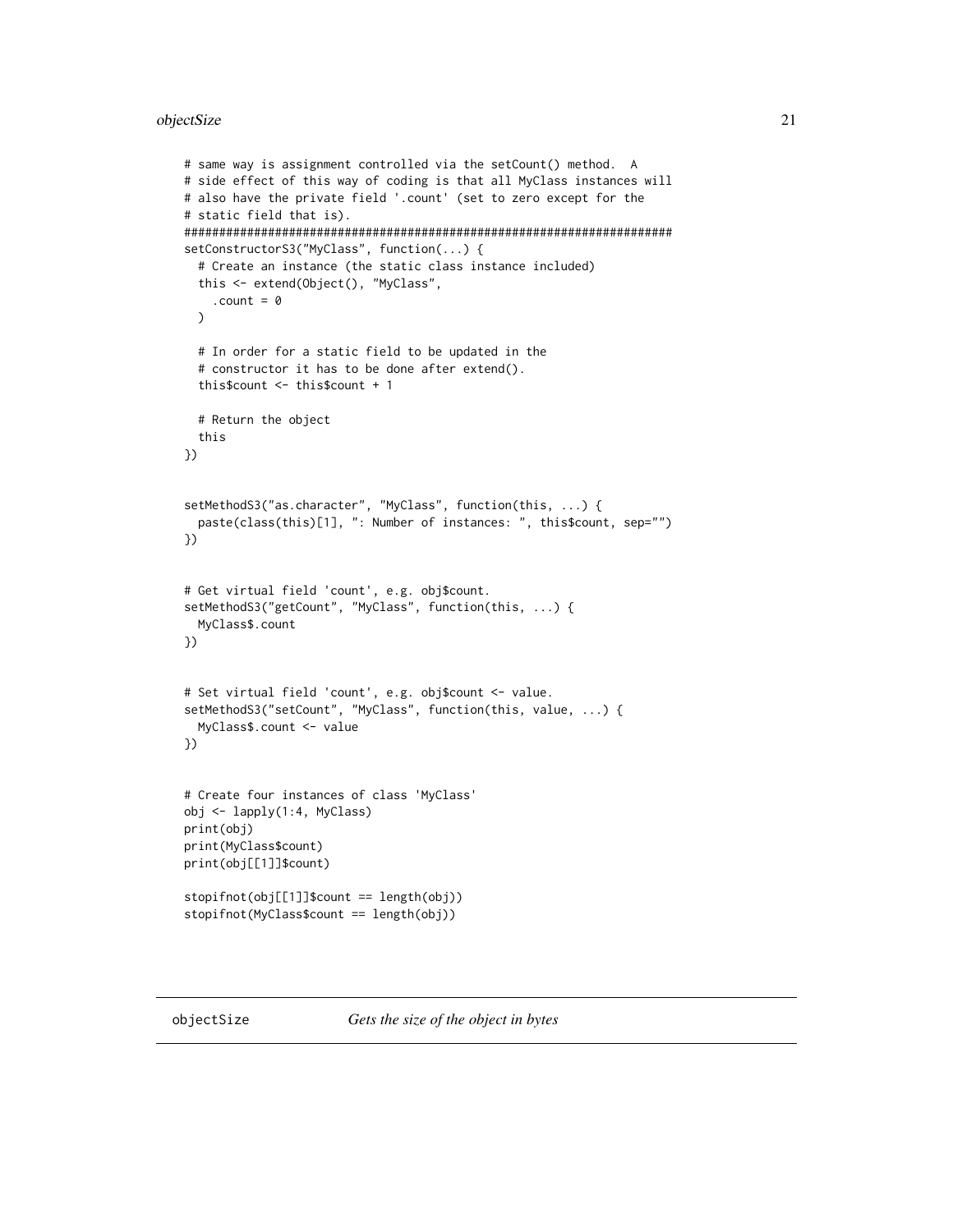```
# same way is assignment controlled via the setCount() method.  A
# side effect of this way of coding is that all MyClass instances will
# also have the private field '.count' (set to zero except for the
# static field that is).
######################################################################
setConstructorS3("MyClass", function(...) {
  # Create an instance (the static class instance included)
  this <- extend(Object(), "MyClass",
    .count = 0
  )

  # In order for a static field to be updated in the
  # constructor it has to be done after extend().
  this$count <- this$count + 1

  # Return the object
  this
})


setMethodS3("as.character", "MyClass", function(this, ...) {
  paste(class(this)[1], ": Number of instances: ", this$count, sep="")
})


# Get virtual field 'count', e.g. obj$count.
setMethodS3("getCount", "MyClass", function(this, ...) {
  MyClass$.count
})


# Set virtual field 'count', e.g. obj$count <- value.
setMethodS3("setCount", "MyClass", function(this, value, ...) {
  MyClass$.count <- value
})


# Create four instances of class 'MyClass'
obj <- lapply(1:4, MyClass)
print(obj)
print(MyClass$count)
print(obj[[1]]$count)

stopifnot(obj[[1]]$count == length(obj))
stopifnot(MyClass$count == length(obj))
```

## objectSize — *Gets the size of the object in bytes*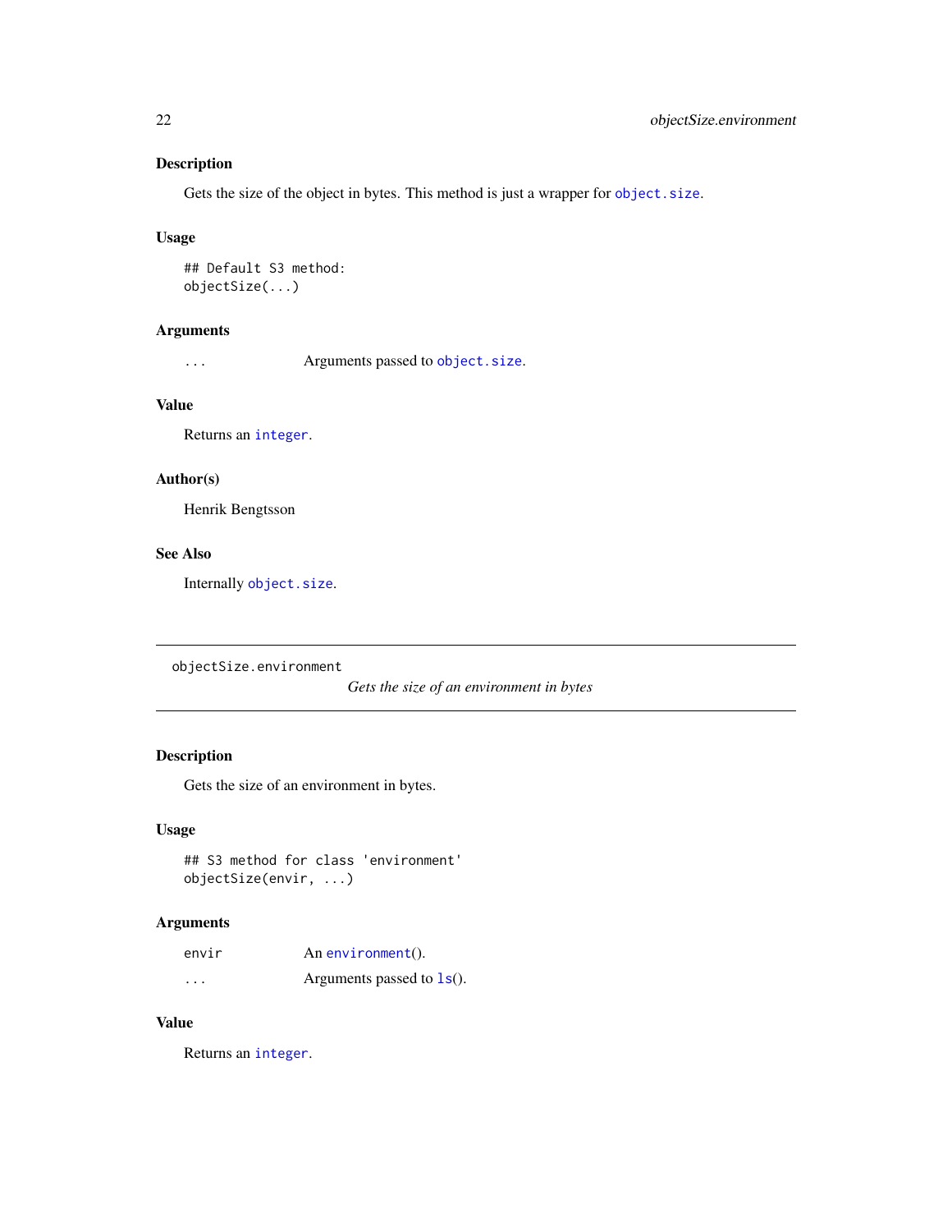## Description

Gets the size of the object in bytes. This method is just a wrapper for `object.size`.

## Usage

```
## Default S3 method:
objectSize(...)
```

## Arguments

| | |
|---|---|
| `...` | Arguments passed to `object.size`. |

## Value

Returns an `integer`.

## Author(s)

Henrik Bengtsson

## See Also

Internally `object.size`.

---

# objectSize.environment

*Gets the size of an environment in bytes*

---

## Description

Gets the size of an environment in bytes.

## Usage

```
## S3 method for class 'environment'
objectSize(envir, ...)
```

## Arguments

| | |
|---|---|
| `envir` | An `environment`(). |
| `...` | Arguments passed to `ls`(). |

## Value

Returns an `integer`.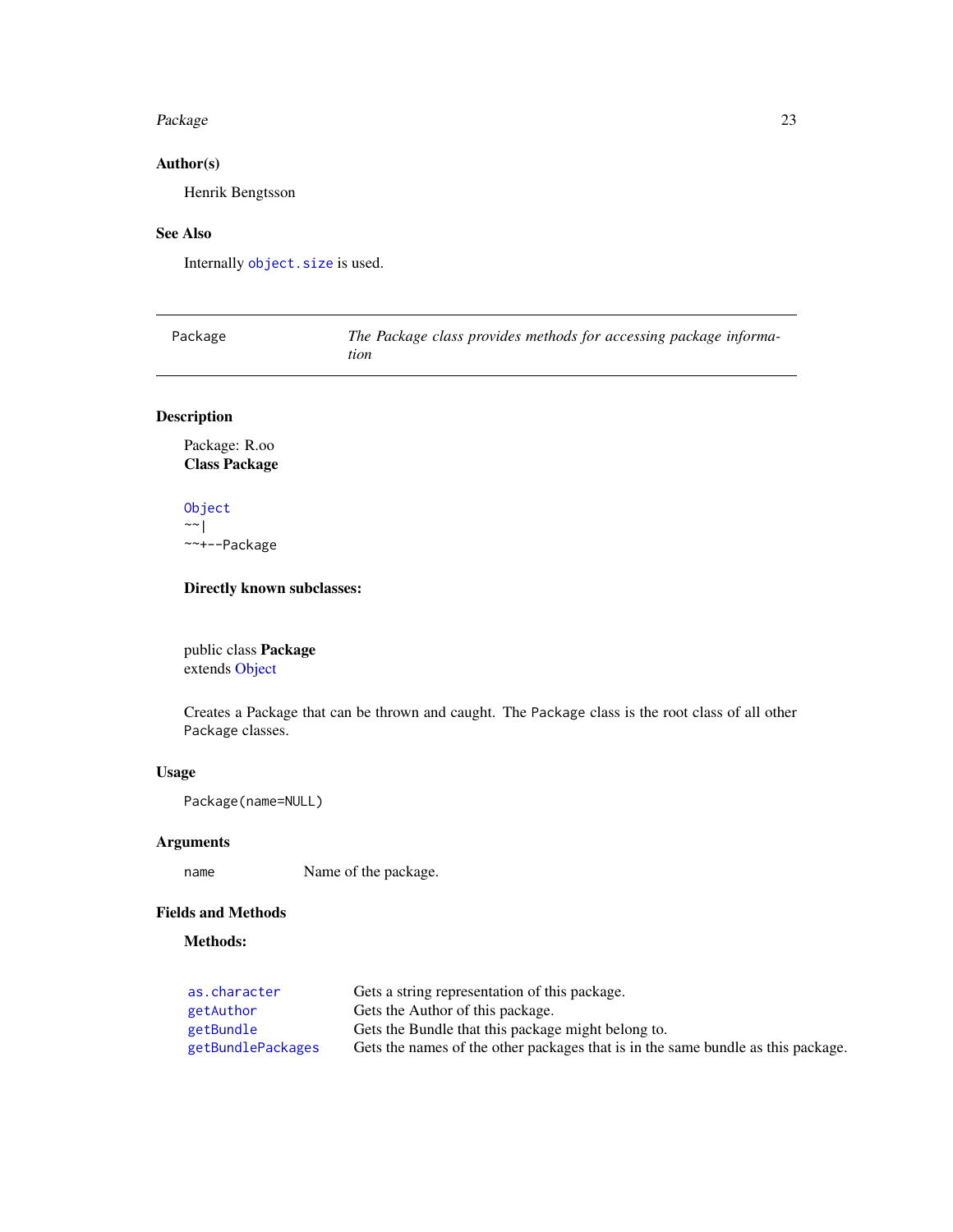## Author(s)

Henrik Bengtsson

## See Also

Internally `object.size` is used.

---

| Package | *The Package class provides methods for accessing package information* |
|---|---|

## Description

Package: R.oo
**Class Package**

```
Object
~~|
~~+--Package
```

**Directly known subclasses:**

public class **Package**
extends Object

Creates a Package that can be thrown and caught. The `Package` class is the root class of all other `Package` classes.

## Usage

```
Package(name=NULL)
```

## Arguments

| | |
|---|---|
| `name` | Name of the package. |

## Fields and Methods

**Methods:**

| | |
|---|---|
| `as.character` | Gets a string representation of this package. |
| `getAuthor` | Gets the Author of this package. |
| `getBundle` | Gets the Bundle that this package might belong to. |
| `getBundlePackages` | Gets the names of the other packages that is in the same bundle as this package. |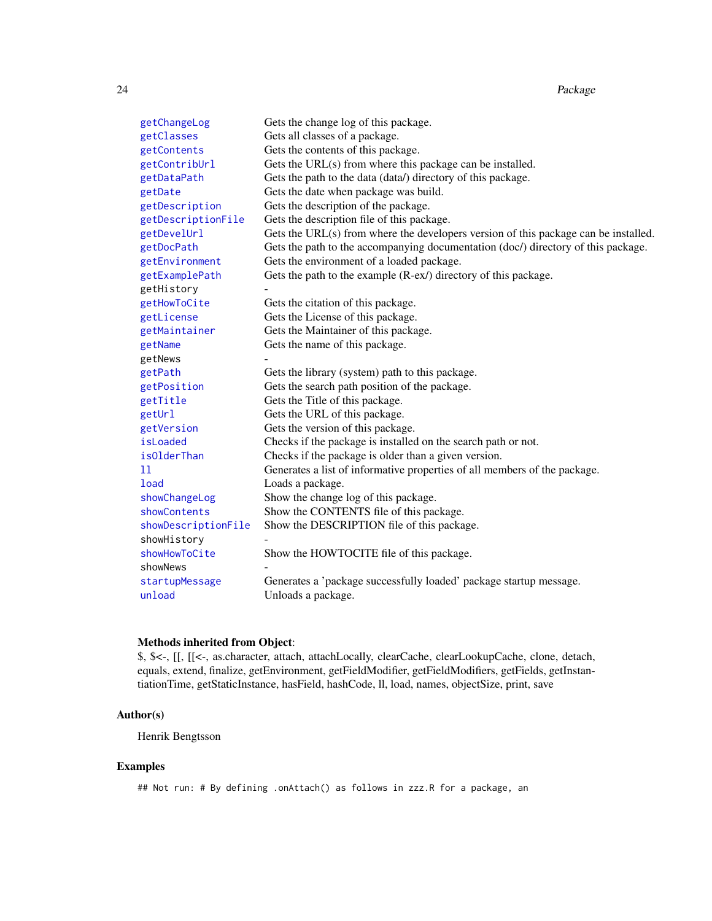| | |
|---|---|
| `getChangeLog` | Gets the change log of this package. |
| `getClasses` | Gets all classes of a package. |
| `getContents` | Gets the contents of this package. |
| `getContribUrl` | Gets the URL(s) from where this package can be installed. |
| `getDataPath` | Gets the path to the data (data/) directory of this package. |
| `getDate` | Gets the date when package was build. |
| `getDescription` | Gets the description of the package. |
| `getDescriptionFile` | Gets the description file of this package. |
| `getDevelUrl` | Gets the URL(s) from where the developers version of this package can be installed. |
| `getDocPath` | Gets the path to the accompanying documentation (doc/) directory of this package. |
| `getEnvironment` | Gets the environment of a loaded package. |
| `getExamplePath` | Gets the path to the example (R-ex/) directory of this package. |
| `getHistory` | - |
| `getHowToCite` | Gets the citation of this package. |
| `getLicense` | Gets the License of this package. |
| `getMaintainer` | Gets the Maintainer of this package. |
| `getName` | Gets the name of this package. |
| `getNews` | - |
| `getPath` | Gets the library (system) path to this package. |
| `getPosition` | Gets the search path position of the package. |
| `getTitle` | Gets the Title of this package. |
| `getUrl` | Gets the URL of this package. |
| `getVersion` | Gets the version of this package. |
| `isLoaded` | Checks if the package is installed on the search path or not. |
| `isOlderThan` | Checks if the package is older than a given version. |
| `ll` | Generates a list of informative properties of all members of the package. |
| `load` | Loads a package. |
| `showChangeLog` | Show the change log of this package. |
| `showContents` | Show the CONTENTS file of this package. |
| `showDescriptionFile` | Show the DESCRIPTION file of this package. |
| `showHistory` | - |
| `showHowToCite` | Show the HOWTOCITE file of this package. |
| `showNews` | - |
| `startupMessage` | Generates a 'package successfully loaded' package startup message. |
| `unload` | Unloads a package. |

**Methods inherited from Object**:
$, $<-, [[, [[<-, as.character, attach, attachLocally, clearCache, clearLookupCache, clone, detach, equals, extend, finalize, getEnvironment, getFieldModifier, getFieldModifiers, getFields, getInstantiationTime, getStaticInstance, hasField, hashCode, ll, load, names, objectSize, print, save

## Author(s)

Henrik Bengtsson

## Examples

```
## Not run: # By defining .onAttach() as follows in zzz.R for a package, an
```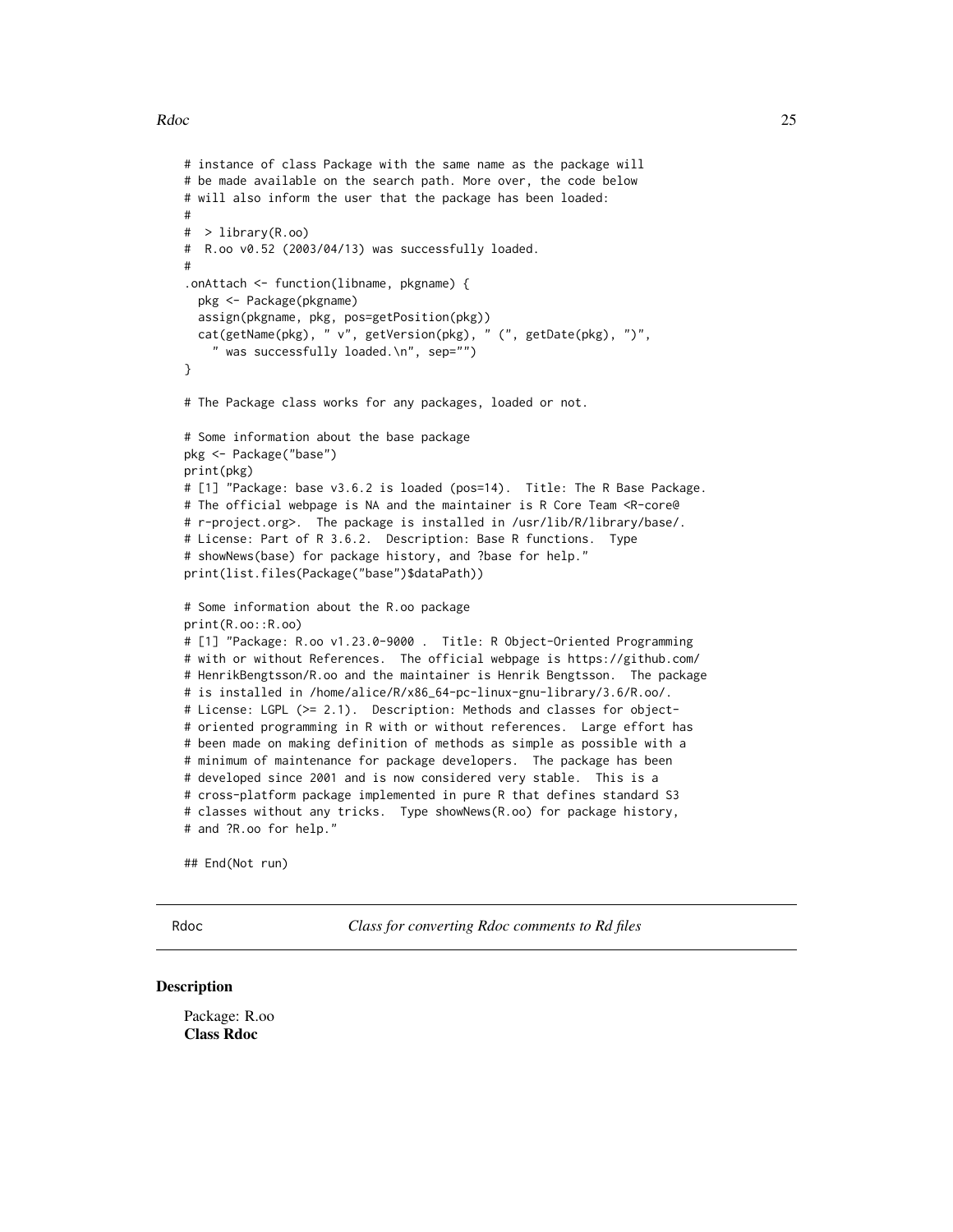```
# instance of class Package with the same name as the package will
# be made available on the search path. More over, the code below
# will also inform the user that the package has been loaded:
#
#  > library(R.oo)
#  R.oo v0.52 (2003/04/13) was successfully loaded.
#
.onAttach <- function(libname, pkgname) {
  pkg <- Package(pkgname)
  assign(pkgname, pkg, pos=getPosition(pkg))
  cat(getName(pkg), " v", getVersion(pkg), " (", getDate(pkg), ")",
    " was successfully loaded.\n", sep="")
}

# The Package class works for any packages, loaded or not.

# Some information about the base package
pkg <- Package("base")
print(pkg)
# [1] "Package: base v3.6.2 is loaded (pos=14).  Title: The R Base Package.
# The official webpage is NA and the maintainer is R Core Team <R-core@
# r-project.org>.  The package is installed in /usr/lib/R/library/base/.
# License: Part of R 3.6.2.  Description: Base R functions.  Type
# showNews(base) for package history, and ?base for help."
print(list.files(Package("base")$dataPath))

# Some information about the R.oo package
print(R.oo::R.oo)
# [1] "Package: R.oo v1.23.0-9000 .  Title: R Object-Oriented Programming
# with or without References.  The official webpage is https://github.com/
# HenrikBengtsson/R.oo and the maintainer is Henrik Bengtsson.  The package
# is installed in /home/alice/R/x86_64-pc-linux-gnu-library/3.6/R.oo/.
# License: LGPL (>= 2.1).  Description: Methods and classes for object-
# oriented programming in R with or without references.  Large effort has
# been made on making definition of methods as simple as possible with a
# minimum of maintenance for package developers.  The package has been
# developed since 2001 and is now considered very stable.  This is a
# cross-platform package implemented in pure R that defines standard S3
# classes without any tricks.  Type showNews(R.oo) for package history,
# and ?R.oo for help."

## End(Not run)
```

---

Rdoc — *Class for converting Rdoc comments to Rd files*

---

## Description

Package: R.oo
**Class Rdoc**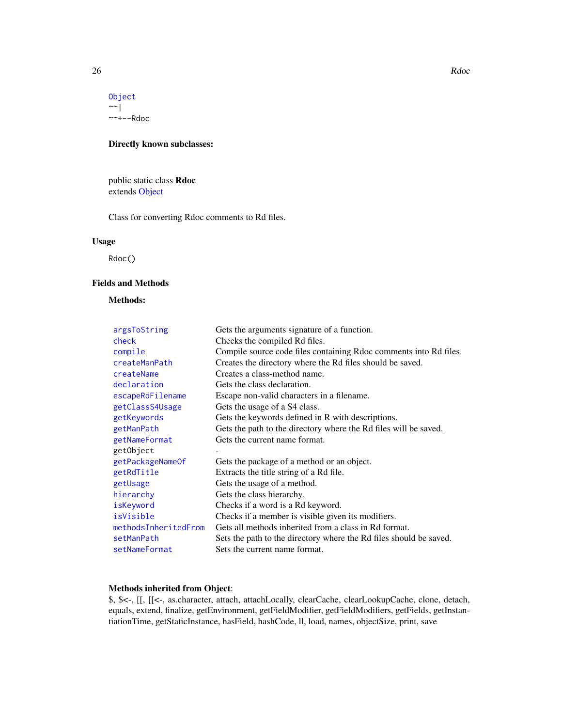```
Object
~~|
~~+--Rdoc
```

**Directly known subclasses:**

public static class **Rdoc**
extends Object

Class for converting Rdoc comments to Rd files.

## Usage

```
Rdoc()
```

## Fields and Methods

**Methods:**

| | |
|---|---|
| argsToString | Gets the arguments signature of a function. |
| check | Checks the compiled Rd files. |
| compile | Compile source code files containing Rdoc comments into Rd files. |
| createManPath | Creates the directory where the Rd files should be saved. |
| createName | Creates a class-method name. |
| declaration | Gets the class declaration. |
| escapeRdFilename | Escape non-valid characters in a filename. |
| getClassS4Usage | Gets the usage of a S4 class. |
| getKeywords | Gets the keywords defined in R with descriptions. |
| getManPath | Gets the path to the directory where the Rd files will be saved. |
| getNameFormat | Gets the current name format. |
| getObject | - |
| getPackageNameOf | Gets the package of a method or an object. |
| getRdTitle | Extracts the title string of a Rd file. |
| getUsage | Gets the usage of a method. |
| hierarchy | Gets the class hierarchy. |
| isKeyword | Checks if a word is a Rd keyword. |
| isVisible | Checks if a member is visible given its modifiers. |
| methodsInheritedFrom | Gets all methods inherited from a class in Rd format. |
| setManPath | Sets the path to the directory where the Rd files should be saved. |
| setNameFormat | Sets the current name format. |

**Methods inherited from Object**:
$, $<-, [[, [[<-, as.character, attach, attachLocally, clearCache, clearLookupCache, clone, detach, equals, extend, finalize, getEnvironment, getFieldModifier, getFieldModifiers, getFields, getInstantiationTime, getStaticInstance, hasField, hashCode, ll, load, names, objectSize, print, save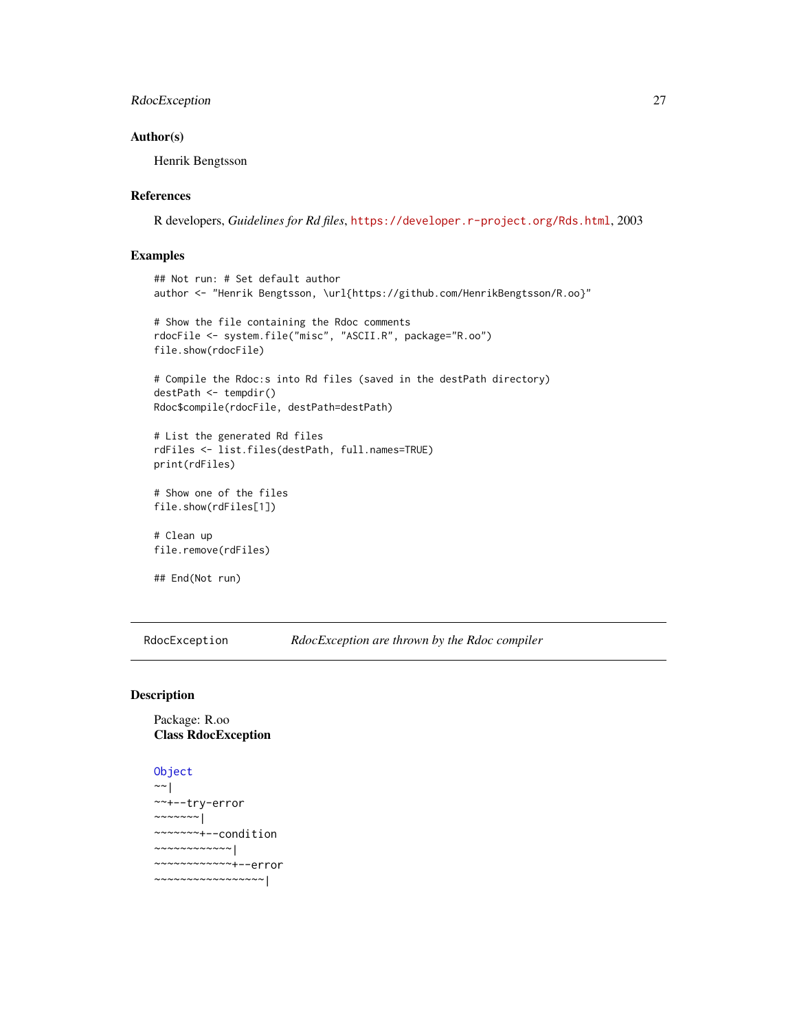### Author(s)

Henrik Bengtsson

### References

R developers, *Guidelines for Rd files*, https://developer.r-project.org/Rds.html, 2003

### Examples

```
## Not run: # Set default author
author <- "Henrik Bengtsson, \url{https://github.com/HenrikBengtsson/R.oo}"

# Show the file containing the Rdoc comments
rdocFile <- system.file("misc", "ASCII.R", package="R.oo")
file.show(rdocFile)

# Compile the Rdoc:s into Rd files (saved in the destPath directory)
destPath <- tempdir()
Rdoc$compile(rdocFile, destPath=destPath)

# List the generated Rd files
rdFiles <- list.files(destPath, full.names=TRUE)
print(rdFiles)

# Show one of the files
file.show(rdFiles[1])

# Clean up
file.remove(rdFiles)

## End(Not run)
```

---

## RdocException — *RdocException are thrown by the Rdoc compiler*

---

### Description

Package: R.oo
**Class RdocException**

```
Object
~~|
~~+--try-error
~~~~~~~|
~~~~~~~+--condition
~~~~~~~~~~~~|
~~~~~~~~~~~~+--error
~~~~~~~~~~~~~~~~~|
```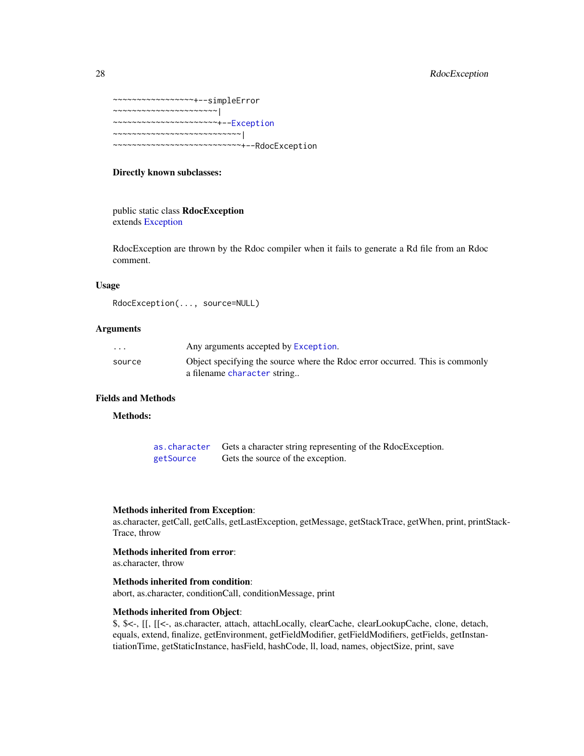```
~~~~~~~~~~~~~~~~~+--simpleError
~~~~~~~~~~~~~~~~~~~~~~|
~~~~~~~~~~~~~~~~~~~~~~+--Exception
~~~~~~~~~~~~~~~~~~~~~~~~~~~|
~~~~~~~~~~~~~~~~~~~~~~~~~~~+--RdocException
```

**Directly known subclasses:**

public static class **RdocException**
extends Exception

RdocException are thrown by the Rdoc compiler when it fails to generate a Rd file from an Rdoc comment.

### Usage

```
RdocException(..., source=NULL)
```

### Arguments

| | |
|---|---|
| ... | Any arguments accepted by `Exception`. |
| source | Object specifying the source where the Rdoc error occurred. This is commonly a filename `character` string.. |

### Fields and Methods

**Methods:**

| | |
|---|---|
| `as.character` | Gets a character string representing of the RdocException. |
| `getSource` | Gets the source of the exception. |

**Methods inherited from Exception**:
as.character, getCall, getCalls, getLastException, getMessage, getStackTrace, getWhen, print, printStackTrace, throw

**Methods inherited from error**:
as.character, throw

**Methods inherited from condition**:
abort, as.character, conditionCall, conditionMessage, print

**Methods inherited from Object**:
$, $<-, [[, [[<-, as.character, attach, attachLocally, clearCache, clearLookupCache, clone, detach, equals, extend, finalize, getEnvironment, getFieldModifier, getFieldModifiers, getFields, getInstantiationTime, getStaticInstance, hasField, hashCode, ll, load, names, objectSize, print, save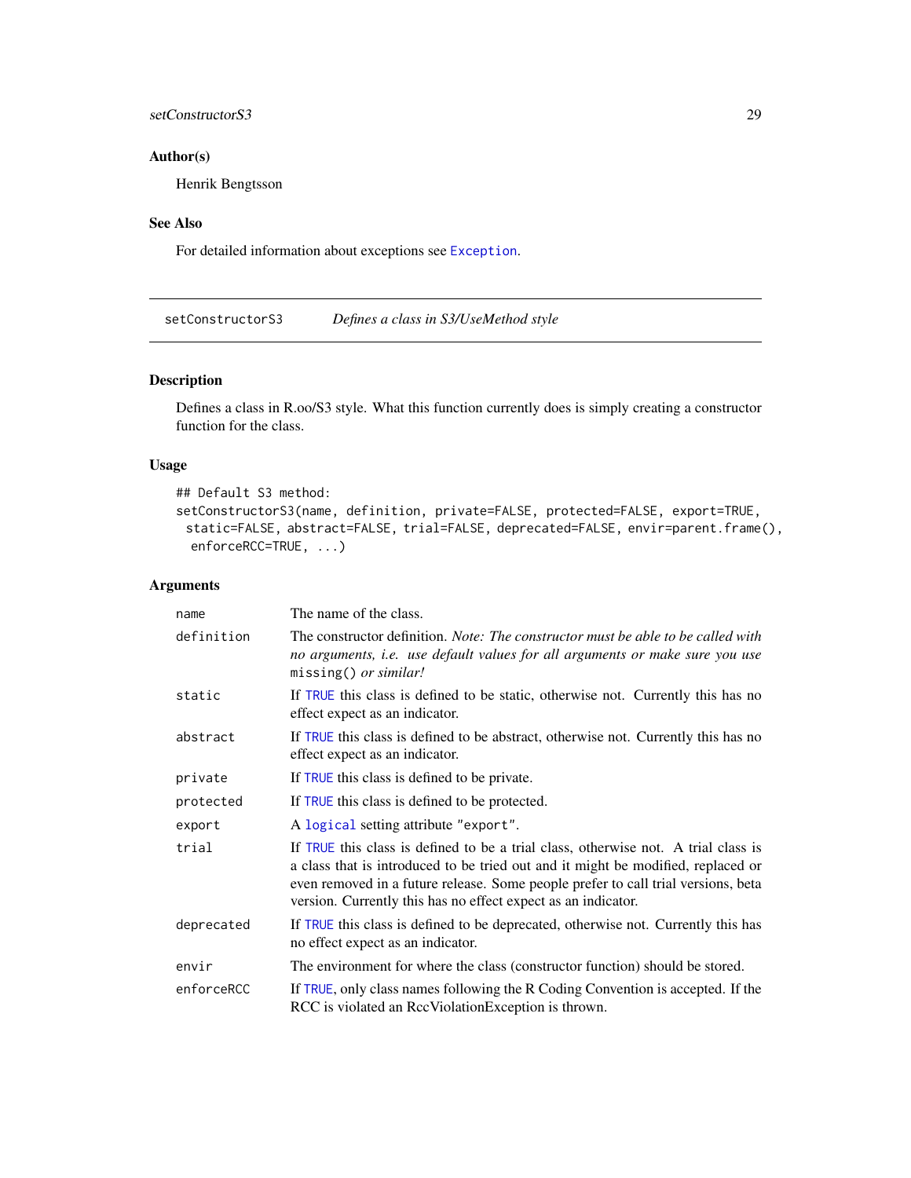## Author(s)

Henrik Bengtsson

## See Also

For detailed information about exceptions see `Exception`.

---

# setConstructorS3 *Defines a class in S3/UseMethod style*

## Description

Defines a class in R.oo/S3 style. What this function currently does is simply creating a constructor function for the class.

## Usage

```
## Default S3 method:
setConstructorS3(name, definition, private=FALSE, protected=FALSE, export=TRUE,
  static=FALSE, abstract=FALSE, trial=FALSE, deprecated=FALSE, envir=parent.frame(),
  enforceRCC=TRUE, ...)
```

## Arguments

| | |
|---|---|
| `name` | The name of the class. |
| `definition` | The constructor definition. *Note: The constructor must be able to be called with no arguments, i.e. use default values for all arguments or make sure you use* `missing()` *or similar!* |
| `static` | If `TRUE` this class is defined to be static, otherwise not. Currently this has no effect expect as an indicator. |
| `abstract` | If `TRUE` this class is defined to be abstract, otherwise not. Currently this has no effect expect as an indicator. |
| `private` | If `TRUE` this class is defined to be private. |
| `protected` | If `TRUE` this class is defined to be protected. |
| `export` | A `logical` setting attribute `"export"`. |
| `trial` | If `TRUE` this class is defined to be a trial class, otherwise not. A trial class is a class that is introduced to be tried out and it might be modified, replaced or even removed in a future release. Some people prefer to call trial versions, beta version. Currently this has no effect expect as an indicator. |
| `deprecated` | If `TRUE` this class is defined to be deprecated, otherwise not. Currently this has no effect expect as an indicator. |
| `envir` | The environment for where the class (constructor function) should be stored. |
| `enforceRCC` | If `TRUE`, only class names following the R Coding Convention is accepted. If the RCC is violated an RccViolationException is thrown. |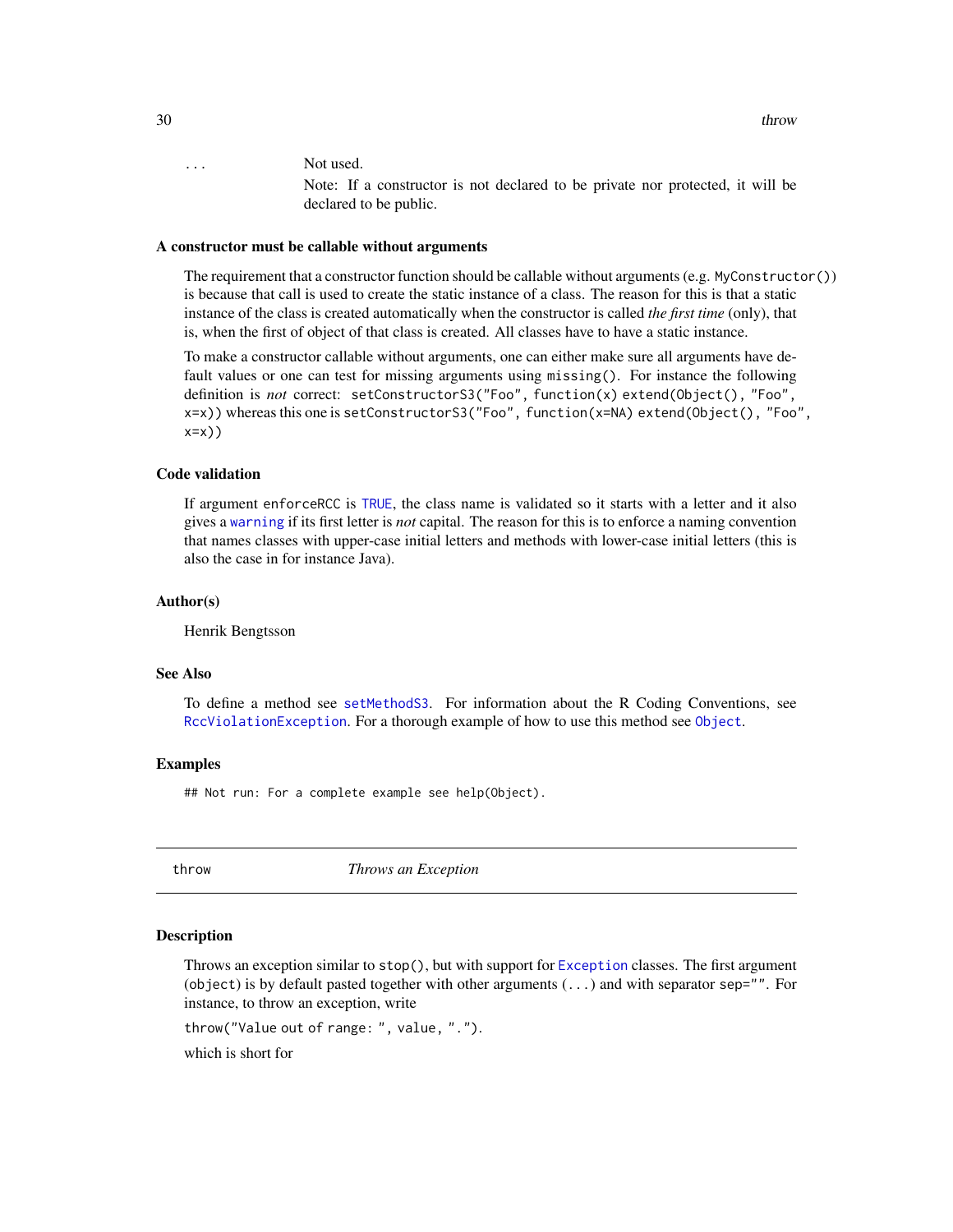... Not used.

Note: If a constructor is not declared to be private nor protected, it will be declared to be public.

### A constructor must be callable without arguments

The requirement that a constructor function should be callable without arguments (e.g. `MyConstructor()`) is because that call is used to create the static instance of a class. The reason for this is that a static instance of the class is created automatically when the constructor is called *the first time* (only), that is, when the first of object of that class is created. All classes have to have a static instance.

To make a constructor callable without arguments, one can either make sure all arguments have default values or one can test for missing arguments using `missing()`. For instance the following definition is *not* correct: `setConstructorS3("Foo", function(x) extend(Object(), "Foo", x=x))` whereas this one is `setConstructorS3("Foo", function(x=NA) extend(Object(), "Foo", x=x))`

### Code validation

If argument `enforceRCC` is `TRUE`, the class name is validated so it starts with a letter and it also gives a `warning` if its first letter is *not* capital. The reason for this is to enforce a naming convention that names classes with upper-case initial letters and methods with lower-case initial letters (this is also the case in for instance Java).

### Author(s)

Henrik Bengtsson

### See Also

To define a method see `setMethodS3`. For information about the R Coding Conventions, see `RccViolationException`. For a thorough example of how to use this method see `Object`.

### Examples

```
## Not run: For a complete example see help(Object).
```

---

## throw    *Throws an Exception*

### Description

Throws an exception similar to `stop()`, but with support for `Exception` classes. The first argument (`object`) is by default pasted together with other arguments (`...`) and with separator `sep=""`. For instance, to throw an exception, write

`throw("Value out of range: ", value, ".")`.

which is short for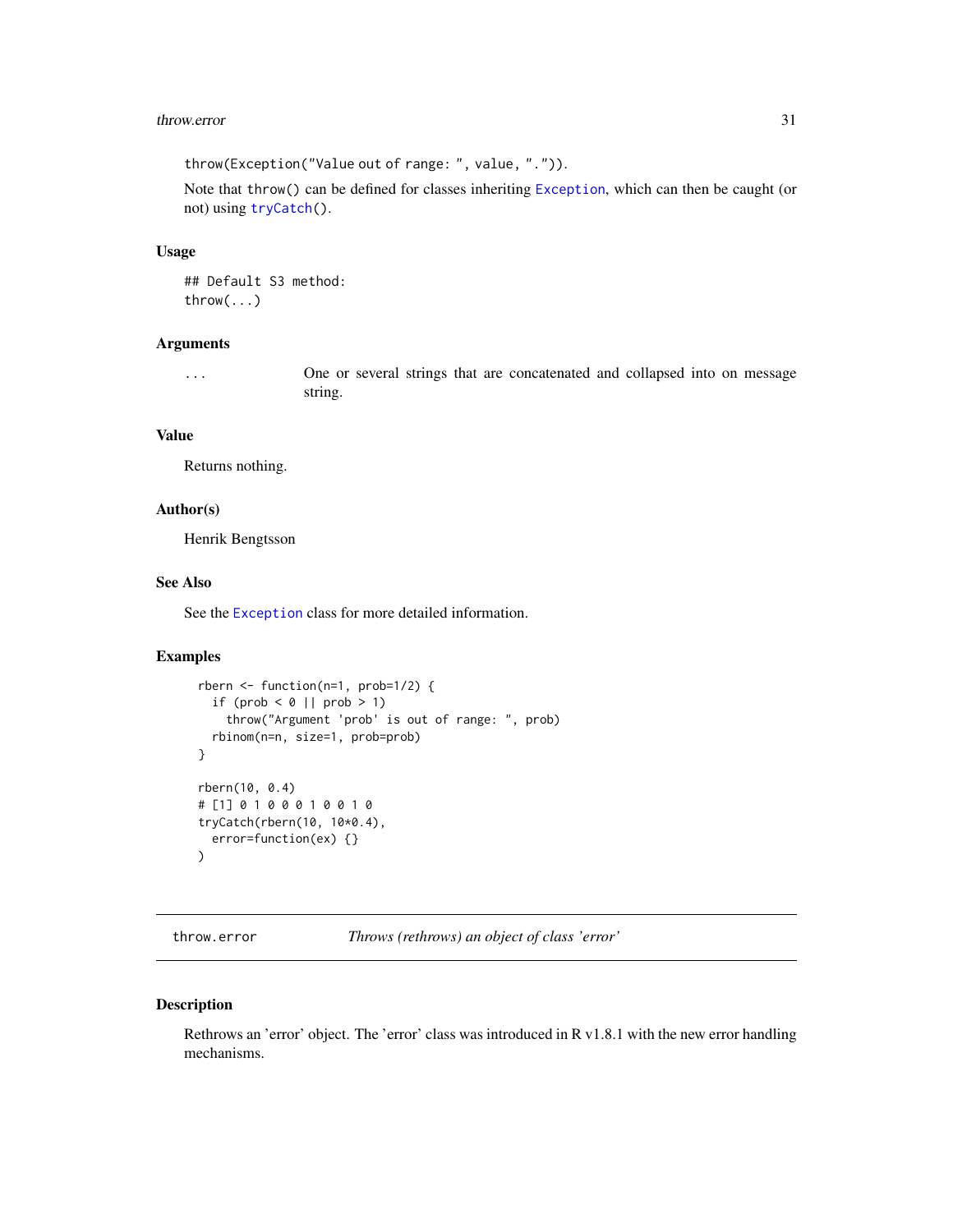throw(Exception("Value out of range: ", value, ".")).

Note that throw() can be defined for classes inheriting Exception, which can then be caught (or not) using tryCatch().

### Usage

```
## Default S3 method:
throw(...)
```

### Arguments

| | |
|---|---|
| ... | One or several strings that are concatenated and collapsed into on message string. |

### Value

Returns nothing.

### Author(s)

Henrik Bengtsson

### See Also

See the Exception class for more detailed information.

### Examples

```
rbern <- function(n=1, prob=1/2) {
  if (prob < 0 || prob > 1)
    throw("Argument 'prob' is out of range: ", prob)
  rbinom(n=n, size=1, prob=prob)
}

rbern(10, 0.4)
# [1] 0 1 0 0 0 1 0 0 1 0
tryCatch(rbern(10, 10*0.4),
  error=function(ex) {}
)
```

---

## throw.error — *Throws (rethrows) an object of class 'error'*

### Description

Rethrows an 'error' object. The 'error' class was introduced in R v1.8.1 with the new error handling mechanisms.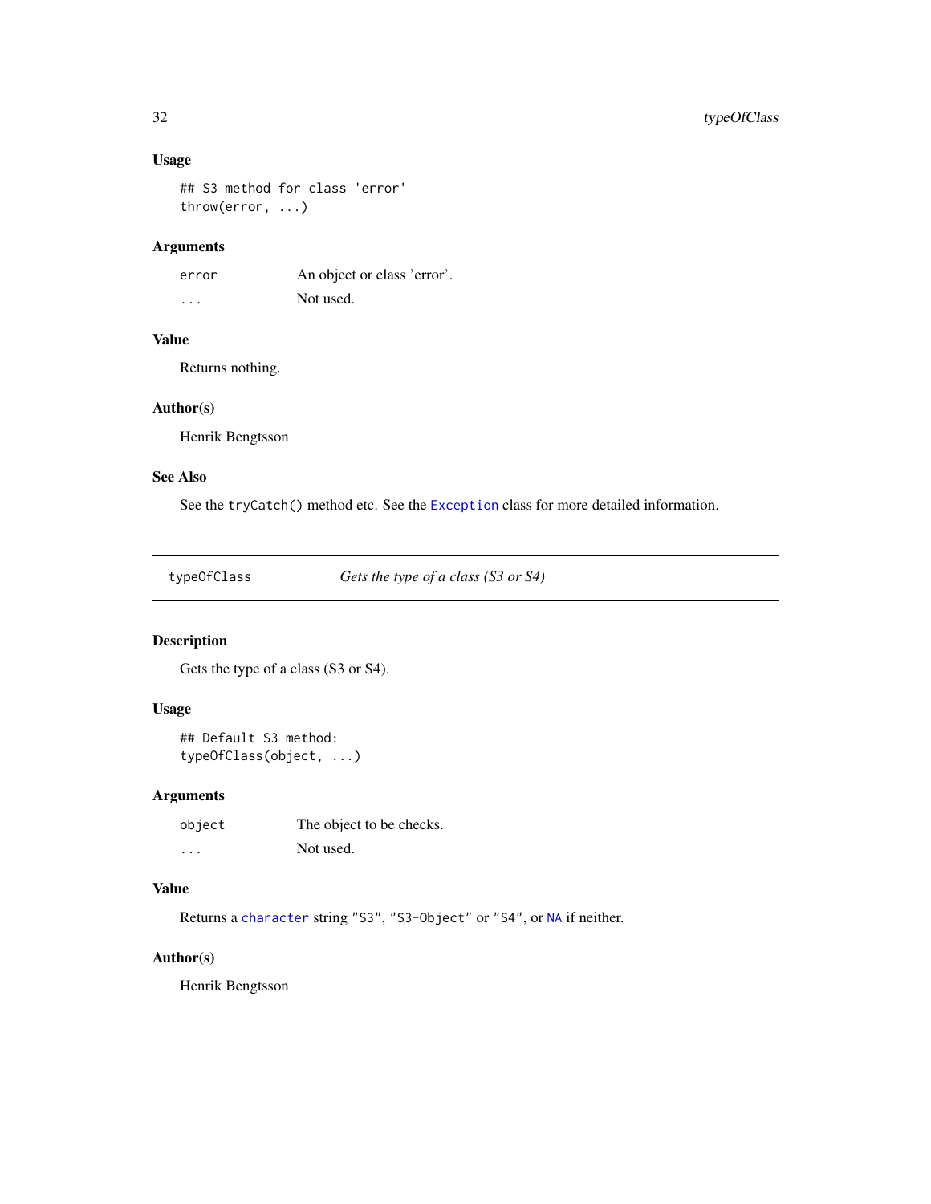### Usage

```
## S3 method for class 'error'
throw(error, ...)
```

### Arguments

| | |
|---|---|
| error | An object or class 'error'. |
| ... | Not used. |

### Value

Returns nothing.

### Author(s)

Henrik Bengtsson

### See Also

See the tryCatch() method etc. See the Exception class for more detailed information.

---

## typeOfClass — *Gets the type of a class (S3 or S4)*

---

### Description

Gets the type of a class (S3 or S4).

### Usage

```
## Default S3 method:
typeOfClass(object, ...)
```

### Arguments

| | |
|---|---|
| object | The object to be checks. |
| ... | Not used. |

### Value

Returns a character string "S3", "S3-Object" or "S4", or NA if neither.

### Author(s)

Henrik Bengtsson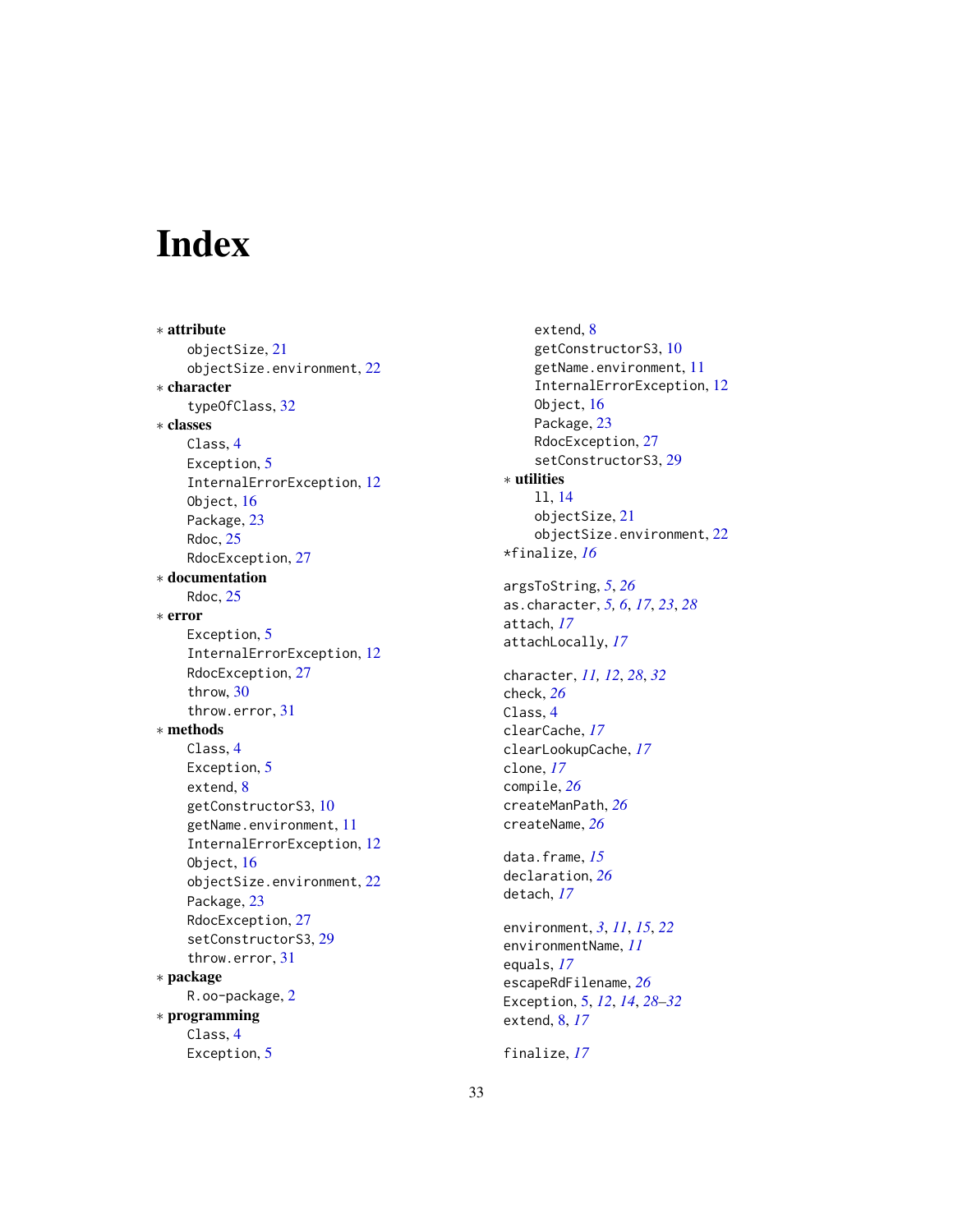# Index

* **attribute**
    - objectSize, 21
    - objectSize.environment, 22
* **character**
    - typeOfClass, 32
* **classes**
    - Class, 4
    - Exception, 5
    - InternalErrorException, 12
    - Object, 16
    - Package, 23
    - Rdoc, 25
    - RdocException, 27
* **documentation**
    - Rdoc, 25
* **error**
    - Exception, 5
    - InternalErrorException, 12
    - RdocException, 27
    - throw, 30
    - throw.error, 31
* **methods**
    - Class, 4
    - Exception, 5
    - extend, 8
    - getConstructorS3, 10
    - getName.environment, 11
    - InternalErrorException, 12
    - Object, 16
    - objectSize.environment, 22
    - Package, 23
    - RdocException, 27
    - setConstructorS3, 29
    - throw.error, 31
* **package**
    - R.oo-package, 2
* **programming**
    - Class, 4
    - Exception, 5
    - extend, 8
    - getConstructorS3, 10
    - getName.environment, 11
    - InternalErrorException, 12
    - Object, 16
    - Package, 23
    - RdocException, 27
    - setConstructorS3, 29
* **utilities**
    - ll, 14
    - objectSize, 21
    - objectSize.environment, 22

*finalize, *16*

argsToString, *5*, *26*
as.character, *5, 6*, *17*, *23*, *28*
attach, *17*
attachLocally, *17*

character, *11, 12*, *28*, *32*
check, *26*
Class, 4
clearCache, *17*
clearLookupCache, *17*
clone, *17*
compile, *26*
createManPath, *26*
createName, *26*

data.frame, *15*
declaration, *26*
detach, *17*

environment, *3*, *11*, *15*, *22*
environmentName, *11*
equals, *17*
escapeRdFilename, *26*
Exception, 5, *12*, *14*, *28–32*
extend, 8, *17*

finalize, *17*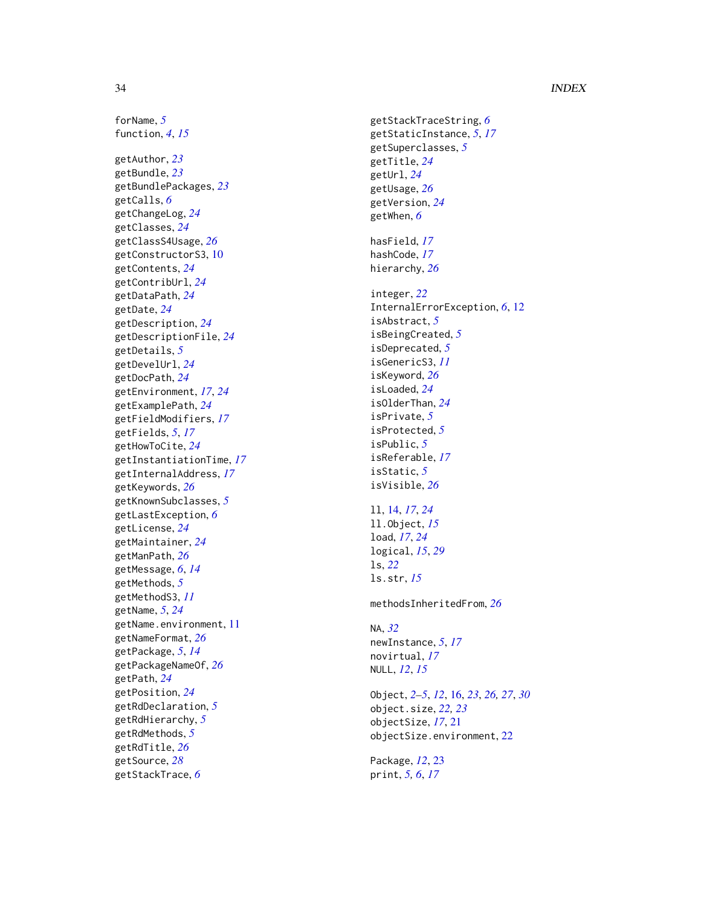forName, *5*
function, *4*, *15*

getAuthor, *23*
getBundle, *23*
getBundlePackages, *23*
getCalls, *6*
getChangeLog, *24*
getClasses, *24*
getClassS4Usage, *26*
getConstructorS3, 10
getContents, *24*
getContribUrl, *24*
getDataPath, *24*
getDate, *24*
getDescription, *24*
getDescriptionFile, *24*
getDetails, *5*
getDevelUrl, *24*
getDocPath, *24*
getEnvironment, *17*, *24*
getExamplePath, *24*
getFieldModifiers, *17*
getFields, *5*, *17*
getHowToCite, *24*
getInstantiationTime, *17*
getInternalAddress, *17*
getKeywords, *26*
getKnownSubclasses, *5*
getLastException, *6*
getLicense, *24*
getMaintainer, *24*
getManPath, *26*
getMessage, *6*, *14*
getMethods, *5*
getMethodS3, *11*
getName, *5*, *24*
getName.environment, 11
getNameFormat, *26*
getPackage, *5*, *14*
getPackageNameOf, *26*
getPath, *24*
getPosition, *24*
getRdDeclaration, *5*
getRdHierarchy, *5*
getRdMethods, *5*
getRdTitle, *26*
getSource, *28*
getStackTrace, *6*
getStackTraceString, *6*
getStaticInstance, *5*, *17*
getSuperclasses, *5*
getTitle, *24*
getUrl, *24*
getUsage, *26*
getVersion, *24*
getWhen, *6*

hasField, *17*
hashCode, *17*
hierarchy, *26*

integer, *22*
InternalErrorException, *6*, 12
isAbstract, *5*
isBeingCreated, *5*
isDeprecated, *5*
isGenericS3, *11*
isKeyword, *26*
isLoaded, *24*
isOlderThan, *24*
isPrivate, *5*
isProtected, *5*
isPublic, *5*
isReferable, *17*
isStatic, *5*
isVisible, *26*

ll, 14, *17*, *24*
ll.Object, *15*
load, *17*, *24*
logical, *15*, *29*
ls, *22*
ls.str, *15*

methodsInheritedFrom, *26*

NA, *32*
newInstance, *5*, *17*
novirtual, *17*
NULL, *12*, *15*

Object, *2–5*, *12*, 16, *23*, *26, 27*, *30*
object.size, *22, 23*
objectSize, *17*, 21
objectSize.environment, 22

Package, *12*, 23
print, *5, 6*, *17*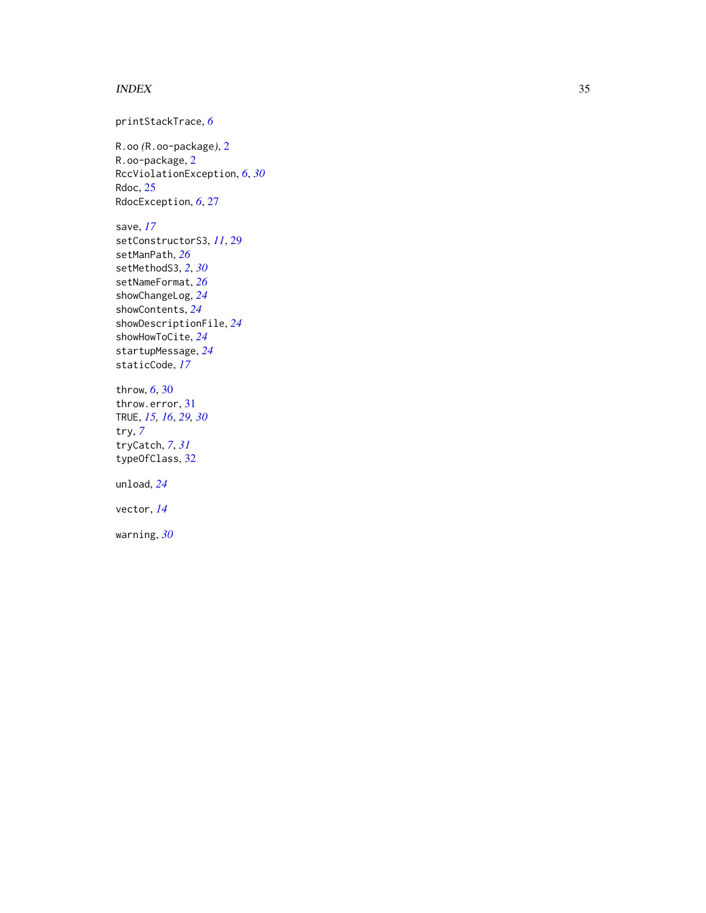printStackTrace, *6*

R.oo (R.oo-package), 2
R.oo-package, 2
RccViolationException, *6*, *30*
Rdoc, 25
RdocException, *6*, 27

save, *17*
setConstructorS3, *11*, 29
setManPath, *26*
setMethodS3, *2*, *30*
setNameFormat, *26*
showChangeLog, *24*
showContents, *24*
showDescriptionFile, *24*
showHowToCite, *24*
startupMessage, *24*
staticCode, *17*

throw, *6*, 30
throw.error, 31
TRUE, *15, 16*, *29, 30*
try, *7*
tryCatch, *7*, *31*
typeOfClass, 32

unload, *24*

vector, *14*

warning, *30*